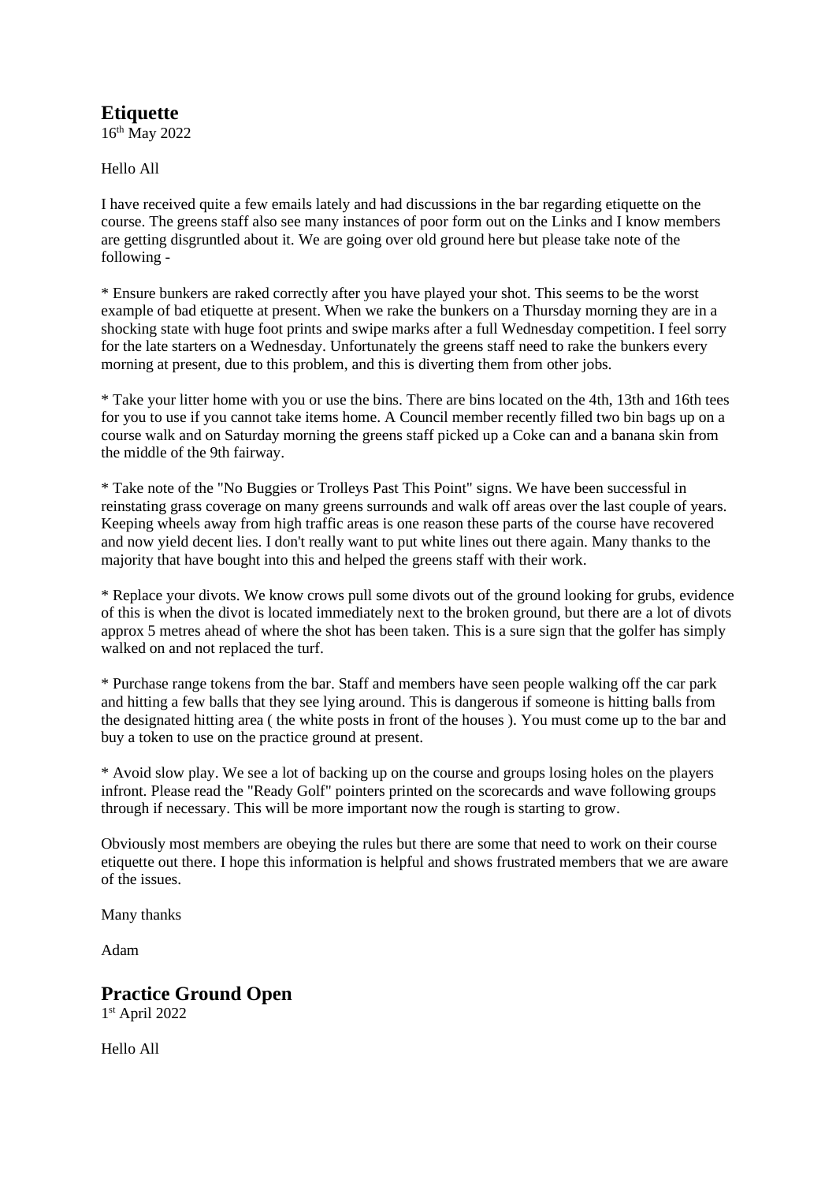## Etiquette

16th May 2022

Hello All

I have received quite a few emails lately and had discussions in the bar regarding etiquette on the course. The greens staff also see many instances of poor form out on the Links and I know members are getting disgruntled about it. We are going over old ground here but please take note of the following -

* Ensure bunkers are raked correctly after you have played your shot. This seems to be the worst example of bad etiquette at present. When we rake the bunkers on a Thursday morning they are in a shocking state with huge foot prints and swipe marks after a full Wednesday competition. I feel sorry for the late starters on a Wednesday. Unfortunately the greens staff need to rake the bunkers every morning at present, due to this problem, and this is diverting them from other jobs.

* Take your litter home with you or use the bins. There are bins located on the 4th, 13th and 16th tees for you to use if you cannot take items home. A Council member recently filled two bin bags up on a course walk and on Saturday morning the greens staff picked up a Coke can and a banana skin from the middle of the 9th fairway.

* Take note of the "No Buggies or Trolleys Past This Point" signs. We have been successful in reinstating grass coverage on many greens surrounds and walk off areas over the last couple of years. Keeping wheels away from high traffic areas is one reason these parts of the course have recovered and now yield decent lies. I don't really want to put white lines out there again. Many thanks to the majority that have bought into this and helped the greens staff with their work.

* Replace your divots. We know crows pull some divots out of the ground looking for grubs, evidence of this is when the divot is located immediately next to the broken ground, but there are a lot of divots approx 5 metres ahead of where the shot has been taken. This is a sure sign that the golfer has simply walked on and not replaced the turf.

* Purchase range tokens from the bar. Staff and members have seen people walking off the car park and hitting a few balls that they see lying around. This is dangerous if someone is hitting balls from the designated hitting area ( the white posts in front of the houses ). You must come up to the bar and buy a token to use on the practice ground at present.

* Avoid slow play. We see a lot of backing up on the course and groups losing holes on the players infront. Please read the "Ready Golf" pointers printed on the scorecards and wave following groups through if necessary. This will be more important now the rough is starting to grow.

Obviously most members are obeying the rules but there are some that need to work on their course etiquette out there. I hope this information is helpful and shows frustrated members that we are aware of the issues.

Many thanks

Adam

## Practice Ground Open

1st April 2022

Hello All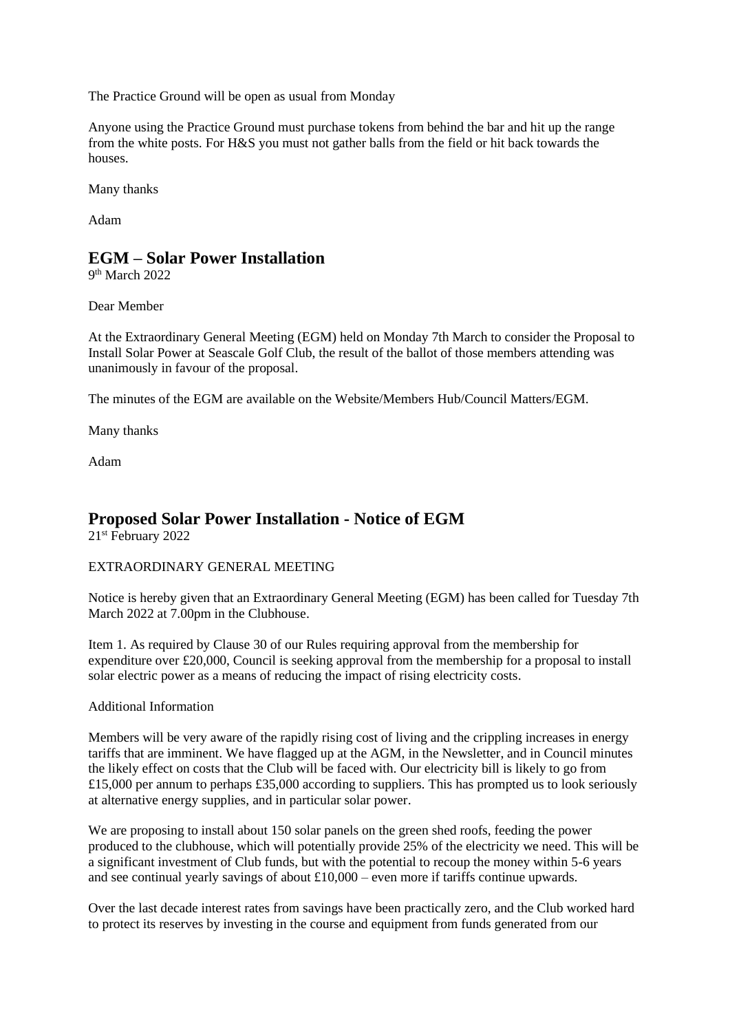The Practice Ground will be open as usual from Monday

Anyone using the Practice Ground must purchase tokens from behind the bar and hit up the range from the white posts. For H&S you must not gather balls from the field or hit back towards the houses.

Many thanks

Adam

## EGM – Solar Power Installation

9th March 2022

Dear Member

At the Extraordinary General Meeting (EGM) held on Monday 7th March to consider the Proposal to Install Solar Power at Seascale Golf Club, the result of the ballot of those members attending was unanimously in favour of the proposal.

The minutes of the EGM are available on the Website/Members Hub/Council Matters/EGM.

Many thanks

Adam

## Proposed Solar Power Installation - Notice of EGM

21st February 2022

EXTRAORDINARY GENERAL MEETING

Notice is hereby given that an Extraordinary General Meeting (EGM) has been called for Tuesday 7th March 2022 at 7.00pm in the Clubhouse.

Item 1. As required by Clause 30 of our Rules requiring approval from the membership for expenditure over £20,000, Council is seeking approval from the membership for a proposal to install solar electric power as a means of reducing the impact of rising electricity costs.

Additional Information

Members will be very aware of the rapidly rising cost of living and the crippling increases in energy tariffs that are imminent. We have flagged up at the AGM, in the Newsletter, and in Council minutes the likely effect on costs that the Club will be faced with. Our electricity bill is likely to go from £15,000 per annum to perhaps £35,000 according to suppliers. This has prompted us to look seriously at alternative energy supplies, and in particular solar power.

We are proposing to install about 150 solar panels on the green shed roofs, feeding the power produced to the clubhouse, which will potentially provide 25% of the electricity we need. This will be a significant investment of Club funds, but with the potential to recoup the money within 5-6 years and see continual yearly savings of about £10,000 – even more if tariffs continue upwards.

Over the last decade interest rates from savings have been practically zero, and the Club worked hard to protect its reserves by investing in the course and equipment from funds generated from our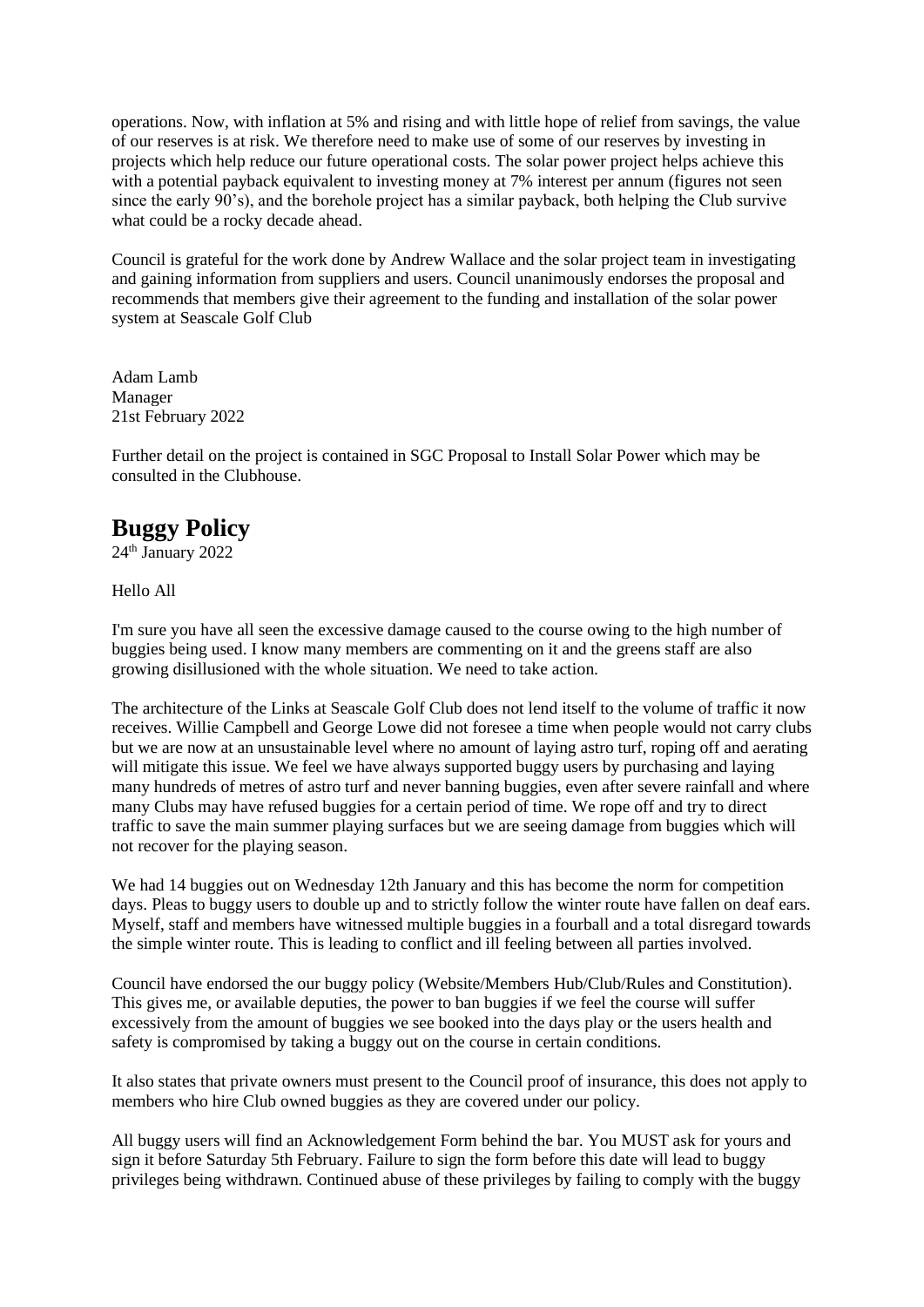operations. Now, with inflation at 5% and rising and with little hope of relief from savings, the value of our reserves is at risk. We therefore need to make use of some of our reserves by investing in projects which help reduce our future operational costs. The solar power project helps achieve this with a potential payback equivalent to investing money at 7% interest per annum (figures not seen since the early 90's), and the borehole project has a similar payback, both helping the Club survive what could be a rocky decade ahead.

Council is grateful for the work done by Andrew Wallace and the solar project team in investigating and gaining information from suppliers and users. Council unanimously endorses the proposal and recommends that members give their agreement to the funding and installation of the solar power system at Seascale Golf Club

Adam Lamb
Manager
21st February 2022

Further detail on the project is contained in SGC Proposal to Install Solar Power which may be consulted in the Clubhouse.

## Buggy Policy

24th January 2022

Hello All

I'm sure you have all seen the excessive damage caused to the course owing to the high number of buggies being used. I know many members are commenting on it and the greens staff are also growing disillusioned with the whole situation. We need to take action.

The architecture of the Links at Seascale Golf Club does not lend itself to the volume of traffic it now receives. Willie Campbell and George Lowe did not foresee a time when people would not carry clubs but we are now at an unsustainable level where no amount of laying astro turf, roping off and aerating will mitigate this issue. We feel we have always supported buggy users by purchasing and laying many hundreds of metres of astro turf and never banning buggies, even after severe rainfall and where many Clubs may have refused buggies for a certain period of time. We rope off and try to direct traffic to save the main summer playing surfaces but we are seeing damage from buggies which will not recover for the playing season.

We had 14 buggies out on Wednesday 12th January and this has become the norm for competition days. Pleas to buggy users to double up and to strictly follow the winter route have fallen on deaf ears. Myself, staff and members have witnessed multiple buggies in a fourball and a total disregard towards the simple winter route. This is leading to conflict and ill feeling between all parties involved.

Council have endorsed the our buggy policy (Website/Members Hub/Club/Rules and Constitution). This gives me, or available deputies, the power to ban buggies if we feel the course will suffer excessively from the amount of buggies we see booked into the days play or the users health and safety is compromised by taking a buggy out on the course in certain conditions.

It also states that private owners must present to the Council proof of insurance, this does not apply to members who hire Club owned buggies as they are covered under our policy.

All buggy users will find an Acknowledgement Form behind the bar. You MUST ask for yours and sign it before Saturday 5th February. Failure to sign the form before this date will lead to buggy privileges being withdrawn. Continued abuse of these privileges by failing to comply with the buggy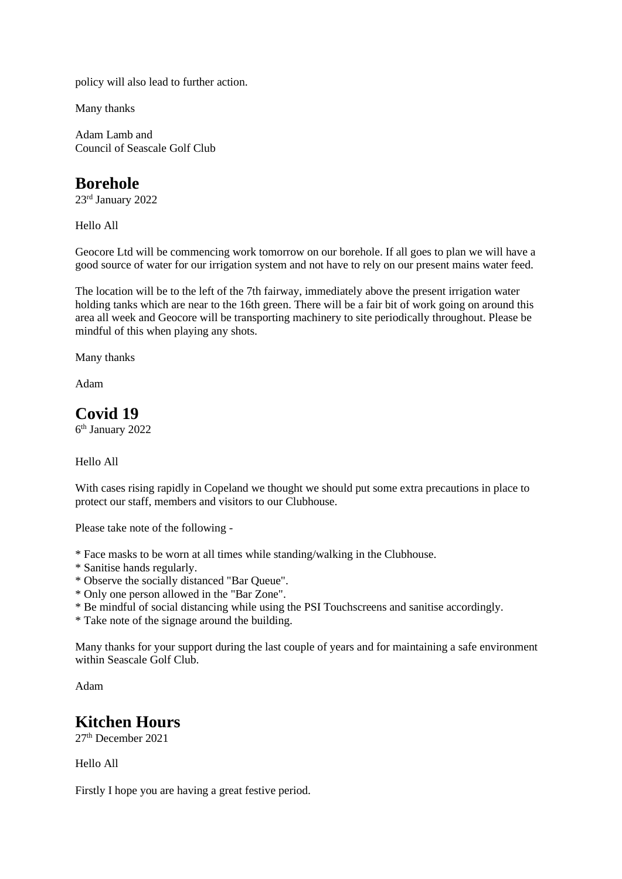policy will also lead to further action.

Many thanks

Adam Lamb and
Council of Seascale Golf Club

## Borehole

23rd January 2022

Hello All

Geocore Ltd will be commencing work tomorrow on our borehole. If all goes to plan we will have a good source of water for our irrigation system and not have to rely on our present mains water feed.

The location will be to the left of the 7th fairway, immediately above the present irrigation water holding tanks which are near to the 16th green. There will be a fair bit of work going on around this area all week and Geocore will be transporting machinery to site periodically throughout. Please be mindful of this when playing any shots.

Many thanks

Adam

## Covid 19

6th January 2022

Hello All

With cases rising rapidly in Copeland we thought we should put some extra precautions in place to protect our staff, members and visitors to our Clubhouse.

Please take note of the following -

* Face masks to be worn at all times while standing/walking in the Clubhouse.
* Sanitise hands regularly.
* Observe the socially distanced "Bar Queue".
* Only one person allowed in the "Bar Zone".
* Be mindful of social distancing while using the PSI Touchscreens and sanitise accordingly.
* Take note of the signage around the building.

Many thanks for your support during the last couple of years and for maintaining a safe environment within Seascale Golf Club.

Adam

## Kitchen Hours

27th December 2021

Hello All

Firstly I hope you are having a great festive period.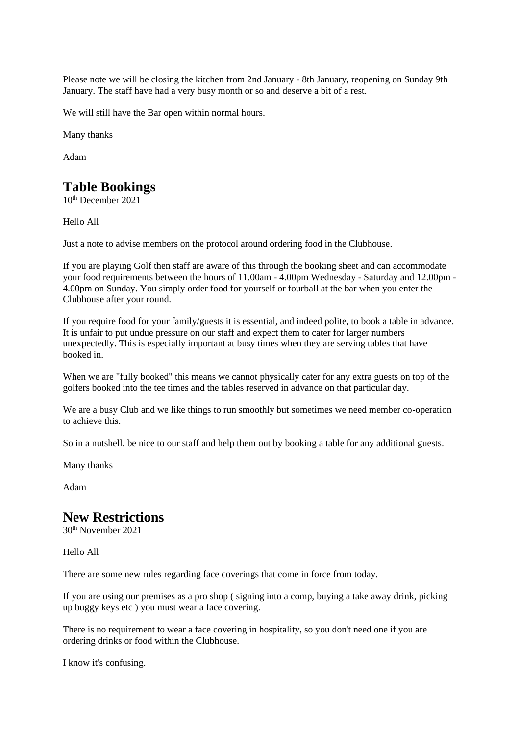Please note we will be closing the kitchen from 2nd January - 8th January, reopening on Sunday 9th January. The staff have had a very busy month or so and deserve a bit of a rest.

We will still have the Bar open within normal hours.

Many thanks

Adam

## Table Bookings

10th December 2021

Hello All

Just a note to advise members on the protocol around ordering food in the Clubhouse.

If you are playing Golf then staff are aware of this through the booking sheet and can accommodate your food requirements between the hours of 11.00am - 4.00pm Wednesday - Saturday and 12.00pm - 4.00pm on Sunday. You simply order food for yourself or fourball at the bar when you enter the Clubhouse after your round.

If you require food for your family/guests it is essential, and indeed polite, to book a table in advance. It is unfair to put undue pressure on our staff and expect them to cater for larger numbers unexpectedly. This is especially important at busy times when they are serving tables that have booked in.

When we are "fully booked" this means we cannot physically cater for any extra guests on top of the golfers booked into the tee times and the tables reserved in advance on that particular day.

We are a busy Club and we like things to run smoothly but sometimes we need member co-operation to achieve this.

So in a nutshell, be nice to our staff and help them out by booking a table for any additional guests.

Many thanks

Adam

## New Restrictions

30th November 2021

Hello All

There are some new rules regarding face coverings that come in force from today.

If you are using our premises as a pro shop ( signing into a comp, buying a take away drink, picking up buggy keys etc ) you must wear a face covering.

There is no requirement to wear a face covering in hospitality, so you don't need one if you are ordering drinks or food within the Clubhouse.

I know it's confusing.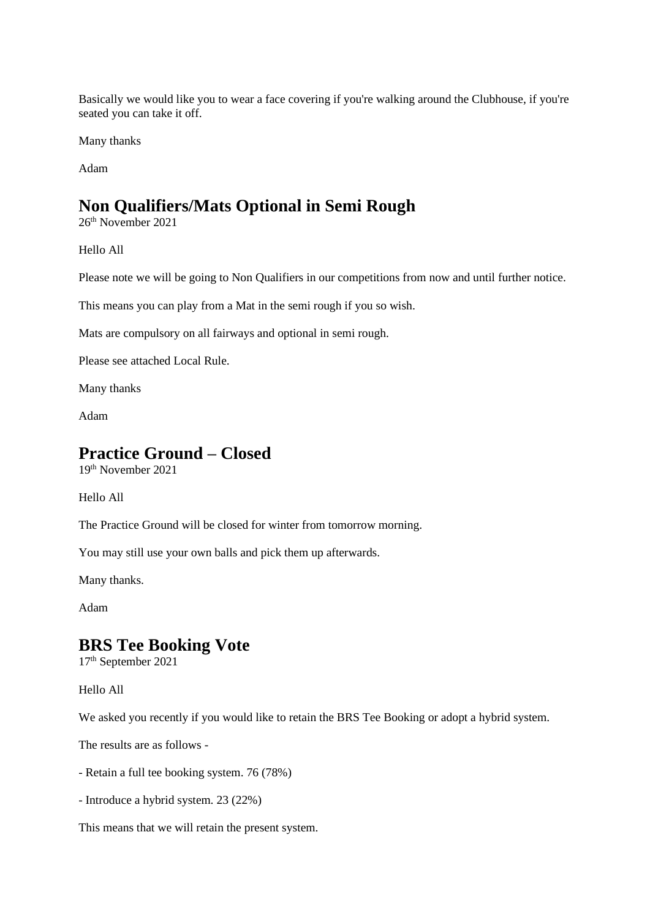Basically we would like you to wear a face covering if you're walking around the Clubhouse, if you're seated you can take it off.

Many thanks

Adam

## Non Qualifiers/Mats Optional in Semi Rough

26th November 2021

Hello All

Please note we will be going to Non Qualifiers in our competitions from now and until further notice.

This means you can play from a Mat in the semi rough if you so wish.

Mats are compulsory on all fairways and optional in semi rough.

Please see attached Local Rule.

Many thanks

Adam

## Practice Ground – Closed

19th November 2021

Hello All

The Practice Ground will be closed for winter from tomorrow morning.

You may still use your own balls and pick them up afterwards.

Many thanks.

Adam

## BRS Tee Booking Vote

17th September 2021

Hello All

We asked you recently if you would like to retain the BRS Tee Booking or adopt a hybrid system.

The results are as follows -

- Retain a full tee booking system. 76 (78%)

- Introduce a hybrid system. 23 (22%)

This means that we will retain the present system.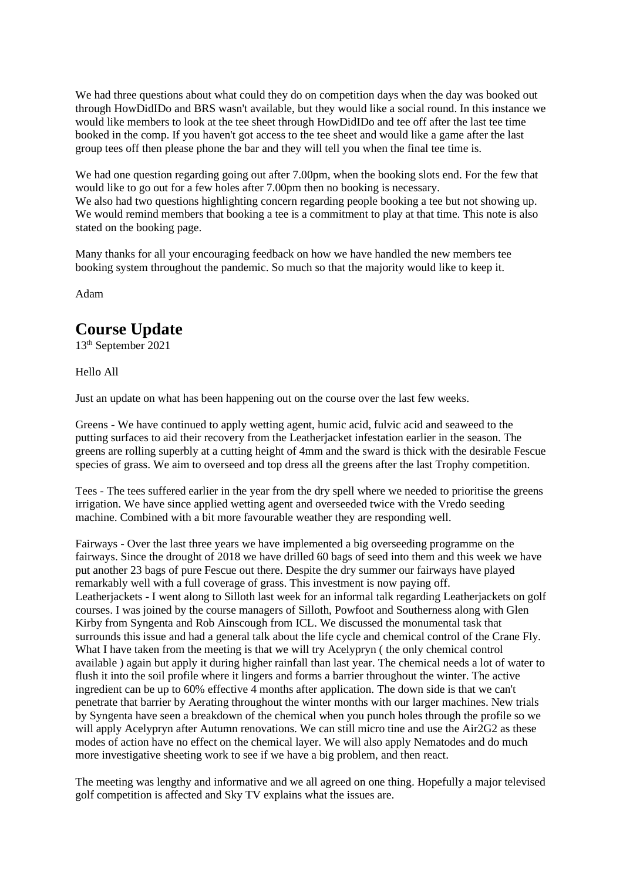We had three questions about what could they do on competition days when the day was booked out through HowDidIDo and BRS wasn't available, but they would like a social round. In this instance we would like members to look at the tee sheet through HowDidIDo and tee off after the last tee time booked in the comp. If you haven't got access to the tee sheet and would like a game after the last group tees off then please phone the bar and they will tell you when the final tee time is.

We had one question regarding going out after 7.00pm, when the booking slots end. For the few that would like to go out for a few holes after 7.00pm then no booking is necessary.
We also had two questions highlighting concern regarding people booking a tee but not showing up. We would remind members that booking a tee is a commitment to play at that time. This note is also stated on the booking page.

Many thanks for all your encouraging feedback on how we have handled the new members tee booking system throughout the pandemic. So much so that the majority would like to keep it.

Adam

## Course Update

13th September 2021

Hello All

Just an update on what has been happening out on the course over the last few weeks.

Greens - We have continued to apply wetting agent, humic acid, fulvic acid and seaweed to the putting surfaces to aid their recovery from the Leatherjacket infestation earlier in the season. The greens are rolling superbly at a cutting height of 4mm and the sward is thick with the desirable Fescue species of grass. We aim to overseed and top dress all the greens after the last Trophy competition.

Tees - The tees suffered earlier in the year from the dry spell where we needed to prioritise the greens irrigation. We have since applied wetting agent and overseeded twice with the Vredo seeding machine. Combined with a bit more favourable weather they are responding well.

Fairways - Over the last three years we have implemented a big overseeding programme on the fairways. Since the drought of 2018 we have drilled 60 bags of seed into them and this week we have put another 23 bags of pure Fescue out there. Despite the dry summer our fairways have played remarkably well with a full coverage of grass. This investment is now paying off.
Leatherjackets - I went along to Silloth last week for an informal talk regarding Leatherjackets on golf courses. I was joined by the course managers of Silloth, Powfoot and Southerness along with Glen Kirby from Syngenta and Rob Ainscough from ICL. We discussed the monumental task that surrounds this issue and had a general talk about the life cycle and chemical control of the Crane Fly. What I have taken from the meeting is that we will try Acelypryn ( the only chemical control available ) again but apply it during higher rainfall than last year. The chemical needs a lot of water to flush it into the soil profile where it lingers and forms a barrier throughout the winter. The active ingredient can be up to 60% effective 4 months after application. The down side is that we can't penetrate that barrier by Aerating throughout the winter months with our larger machines. New trials by Syngenta have seen a breakdown of the chemical when you punch holes through the profile so we will apply Acelypryn after Autumn renovations. We can still micro tine and use the Air2G2 as these modes of action have no effect on the chemical layer. We will also apply Nematodes and do much more investigative sheeting work to see if we have a big problem, and then react.

The meeting was lengthy and informative and we all agreed on one thing. Hopefully a major televised golf competition is affected and Sky TV explains what the issues are.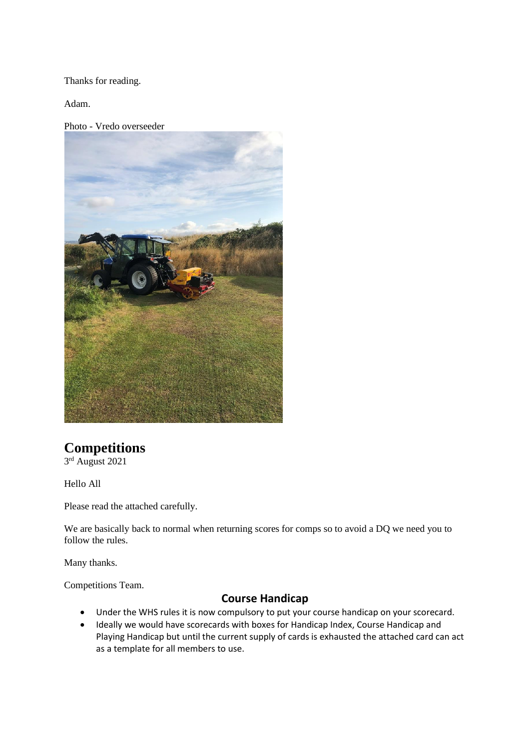Thanks for reading.

Adam.

Photo - Vredo overseeder

# Competitions

3rd August 2021

Hello All

Please read the attached carefully.

We are basically back to normal when returning scores for comps so to avoid a DQ we need you to follow the rules.

Many thanks.

Competitions Team.

## Course Handicap

- Under the WHS rules it is now compulsory to put your course handicap on your scorecard.
- Ideally we would have scorecards with boxes for Handicap Index, Course Handicap and Playing Handicap but until the current supply of cards is exhausted the attached card can act as a template for all members to use.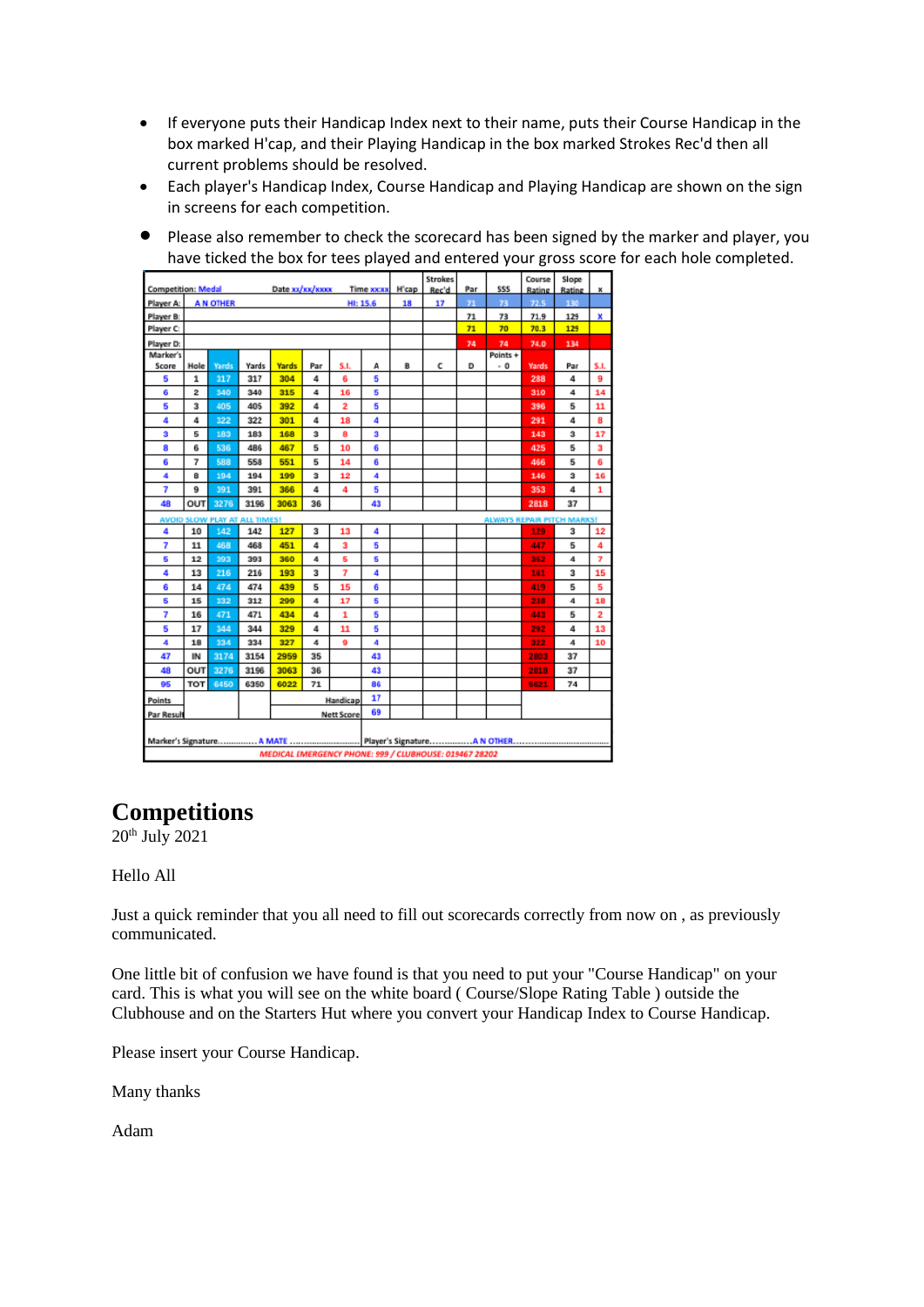- If everyone puts their Handicap Index next to their name, puts their Course Handicap in the box marked H'cap, and their Playing Handicap in the box marked Strokes Rec'd then all current problems should be resolved.
- Each player's Handicap Index, Course Handicap and Playing Handicap are shown on the sign in screens for each competition.
- Please also remember to check the scorecard has been signed by the marker and player, you have ticked the box for tees played and entered your gross score for each hole completed.

| Competition: Medal | Date xx/xx/xxxx | Time xxxx | H'cap | Strokes Rec'd | Par | SSS | Course Rating | Slope Rating | x |
|---|---|---|---|---|---|---|---|---|---|
| Player A: A N OTHER | | HI: 15.6 | 18 | 17 | 71 | 73 | 72.5 | 130 | |
| Player B: | | | | | 71 | 73 | 71.9 | 129 | x |
| Player C: | | | | | 71 | 70 | 70.3 | 129 | |
| Player D: | | | | | 74 | 74 | 74.0 | 134 | |

| Marker's Score | Hole | Yards | Yards | Yards | Par | S.I. | A | B | C | D | Points + - 0 | Yards | Par | S.I. |
|---|---|---|---|---|---|---|---|---|---|---|---|---|---|---|
| 5 | 1 | 317 | 317 | 304 | 4 | 6 | 5 | | | | | 288 | 4 | 9 |
| 6 | 2 | 340 | 340 | 315 | 4 | 16 | 5 | | | | | 310 | 4 | 14 |
| 5 | 3 | 405 | 405 | 392 | 4 | 2 | 5 | | | | | 396 | 5 | 11 |
| 4 | 4 | 322 | 322 | 301 | 4 | 18 | 4 | | | | | 291 | 4 | 8 |
| 3 | 5 | 183 | 183 | 168 | 3 | 8 | 3 | | | | | 143 | 3 | 17 |
| 8 | 6 | 536 | 486 | 467 | 5 | 10 | 6 | | | | | 425 | 5 | 3 |
| 6 | 7 | 588 | 558 | 551 | 5 | 14 | 6 | | | | | 466 | 5 | 6 |
| 4 | 8 | 194 | 194 | 199 | 3 | 12 | 4 | | | | | 146 | 3 | 16 |
| 7 | 9 | 391 | 391 | 366 | 4 | 4 | 5 | | | | | 353 | 4 | 1 |
| 48 | OUT | 3276 | 3196 | 3063 | 36 | | 43 | | | | | 2818 | 37 | |
| AVOID SLOW PLAY AT ALL TIMES! | | | | | | | | | | | ALWAYS REPAIR PITCH MARKS! | | | |
| 4 | 10 | 142 | 142 | 127 | 3 | 13 | 4 | | | | | 129 | 3 | 12 |
| 7 | 11 | 468 | 468 | 451 | 4 | 3 | 5 | | | | | 447 | 5 | 4 |
| 5 | 12 | 393 | 393 | 360 | 4 | 5 | 5 | | | | | 352 | 4 | 7 |
| 4 | 13 | 216 | 216 | 193 | 3 | 7 | 4 | | | | | 161 | 3 | 15 |
| 6 | 14 | 474 | 474 | 439 | 5 | 15 | 6 | | | | | 419 | 5 | 5 |
| 5 | 15 | 332 | 312 | 299 | 4 | 17 | 5 | | | | | 238 | 4 | 18 |
| 7 | 16 | 471 | 471 | 434 | 4 | 1 | 5 | | | | | 443 | 5 | 2 |
| 5 | 17 | 344 | 344 | 329 | 4 | 11 | 5 | | | | | 292 | 4 | 13 |
| 4 | 18 | 334 | 334 | 327 | 4 | 9 | 4 | | | | | 322 | 4 | 10 |
| 47 | IN | 3174 | 3154 | 2959 | 35 | | 43 | | | | | 2803 | 37 | |
| 48 | OUT | 3276 | 3196 | 3063 | 36 | | 43 | | | | | 2818 | 37 | |
| 95 | TOT | 6450 | 6350 | 6022 | 71 | | 86 | | | | | 5621 | 74 | |
| Points | | | | | | Handicap | 17 | | | | | | | |
| Par Result | | | | | | Nett Score | 69 | | | | | | | |

Marker's Signature.............. A MATE .............................. Player's Signature................A N OTHER..............................

MEDICAL EMERGENCY PHONE: 999 / CLUBHOUSE: 019467 28202

# Competitions

20th July 2021

Hello All

Just a quick reminder that you all need to fill out scorecards correctly from now on , as previously communicated.

One little bit of confusion we have found is that you need to put your "Course Handicap" on your card. This is what you will see on the white board ( Course/Slope Rating Table ) outside the Clubhouse and on the Starters Hut where you convert your Handicap Index to Course Handicap.

Please insert your Course Handicap.

Many thanks

Adam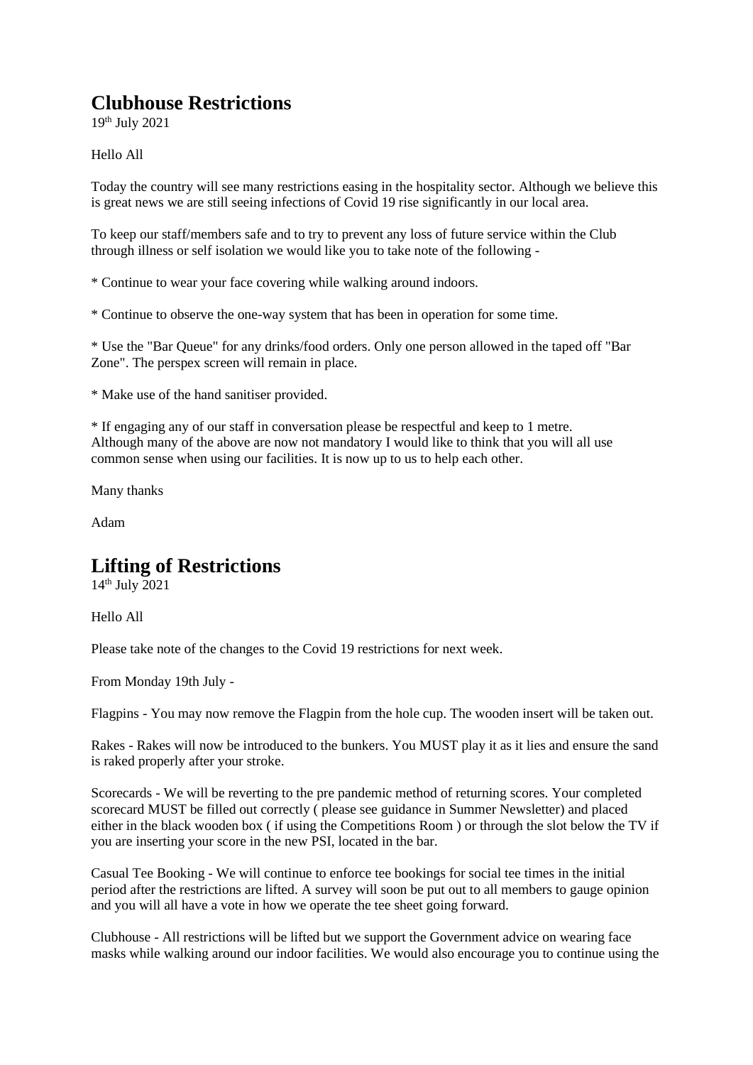## Clubhouse Restrictions

19th July 2021

Hello All

Today the country will see many restrictions easing in the hospitality sector. Although we believe this is great news we are still seeing infections of Covid 19 rise significantly in our local area.

To keep our staff/members safe and to try to prevent any loss of future service within the Club through illness or self isolation we would like you to take note of the following -

* Continue to wear your face covering while walking around indoors.

* Continue to observe the one-way system that has been in operation for some time.

* Use the "Bar Queue" for any drinks/food orders. Only one person allowed in the taped off "Bar Zone". The perspex screen will remain in place.

* Make use of the hand sanitiser provided.

* If engaging any of our staff in conversation please be respectful and keep to 1 metre.
Although many of the above are now not mandatory I would like to think that you will all use common sense when using our facilities. It is now up to us to help each other.

Many thanks

Adam

## Lifting of Restrictions

14th July 2021

Hello All

Please take note of the changes to the Covid 19 restrictions for next week.

From Monday 19th July -

Flagpins - You may now remove the Flagpin from the hole cup. The wooden insert will be taken out.

Rakes - Rakes will now be introduced to the bunkers. You MUST play it as it lies and ensure the sand is raked properly after your stroke.

Scorecards - We will be reverting to the pre pandemic method of returning scores. Your completed scorecard MUST be filled out correctly ( please see guidance in Summer Newsletter) and placed either in the black wooden box ( if using the Competitions Room ) or through the slot below the TV if you are inserting your score in the new PSI, located in the bar.

Casual Tee Booking - We will continue to enforce tee bookings for social tee times in the initial period after the restrictions are lifted. A survey will soon be put out to all members to gauge opinion and you will all have a vote in how we operate the tee sheet going forward.

Clubhouse - All restrictions will be lifted but we support the Government advice on wearing face masks while walking around our indoor facilities. We would also encourage you to continue using the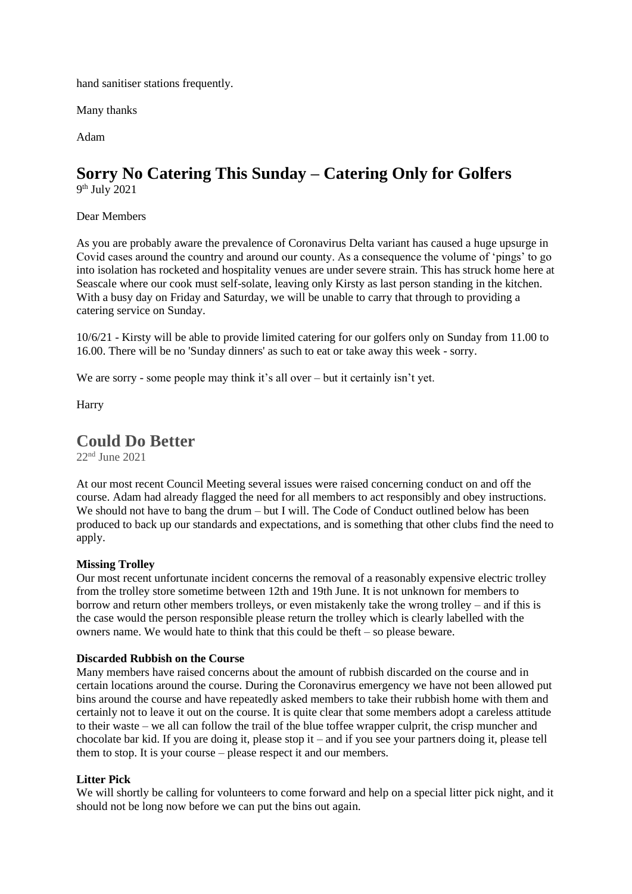hand sanitiser stations frequently.

Many thanks

Adam

# Sorry No Catering This Sunday – Catering Only for Golfers

9th July 2021

Dear Members

As you are probably aware the prevalence of Coronavirus Delta variant has caused a huge upsurge in Covid cases around the country and around our county. As a consequence the volume of 'pings' to go into isolation has rocketed and hospitality venues are under severe strain. This has struck home here at Seascale where our cook must self-solate, leaving only Kirsty as last person standing in the kitchen. With a busy day on Friday and Saturday, we will be unable to carry that through to providing a catering service on Sunday.

10/6/21 - Kirsty will be able to provide limited catering for our golfers only on Sunday from 11.00 to 16.00. There will be no 'Sunday dinners' as such to eat or take away this week - sorry.

We are sorry - some people may think it's all over – but it certainly isn't yet.

Harry

# Could Do Better

22nd June 2021

At our most recent Council Meeting several issues were raised concerning conduct on and off the course. Adam had already flagged the need for all members to act responsibly and obey instructions. We should not have to bang the drum – but I will. The Code of Conduct outlined below has been produced to back up our standards and expectations, and is something that other clubs find the need to apply.

**Missing Trolley**
Our most recent unfortunate incident concerns the removal of a reasonably expensive electric trolley from the trolley store sometime between 12th and 19th June. It is not unknown for members to borrow and return other members trolleys, or even mistakenly take the wrong trolley – and if this is the case would the person responsible please return the trolley which is clearly labelled with the owners name. We would hate to think that this could be theft – so please beware.

**Discarded Rubbish on the Course**
Many members have raised concerns about the amount of rubbish discarded on the course and in certain locations around the course. During the Coronavirus emergency we have not been allowed put bins around the course and have repeatedly asked members to take their rubbish home with them and certainly not to leave it out on the course. It is quite clear that some members adopt a careless attitude to their waste – we all can follow the trail of the blue toffee wrapper culprit, the crisp muncher and chocolate bar kid. If you are doing it, please stop it – and if you see your partners doing it, please tell them to stop. It is your course – please respect it and our members.

**Litter Pick**
We will shortly be calling for volunteers to come forward and help on a special litter pick night, and it should not be long now before we can put the bins out again.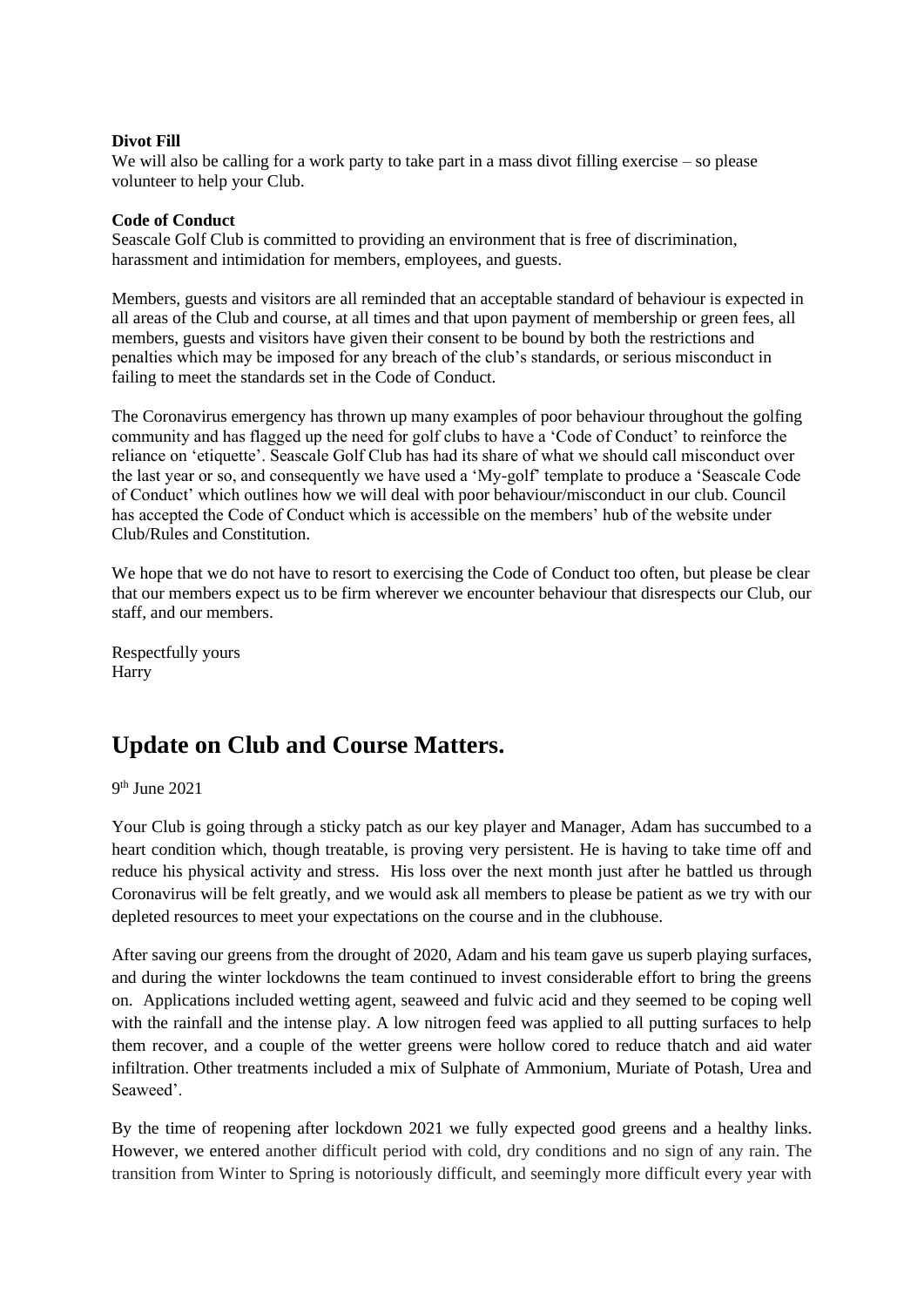**Divot Fill**

We will also be calling for a work party to take part in a mass divot filling exercise – so please volunteer to help your Club.

**Code of Conduct**

Seascale Golf Club is committed to providing an environment that is free of discrimination, harassment and intimidation for members, employees, and guests.

Members, guests and visitors are all reminded that an acceptable standard of behaviour is expected in all areas of the Club and course, at all times and that upon payment of membership or green fees, all members, guests and visitors have given their consent to be bound by both the restrictions and penalties which may be imposed for any breach of the club's standards, or serious misconduct in failing to meet the standards set in the Code of Conduct.

The Coronavirus emergency has thrown up many examples of poor behaviour throughout the golfing community and has flagged up the need for golf clubs to have a 'Code of Conduct' to reinforce the reliance on 'etiquette'. Seascale Golf Club has had its share of what we should call misconduct over the last year or so, and consequently we have used a 'My-golf' template to produce a 'Seascale Code of Conduct' which outlines how we will deal with poor behaviour/misconduct in our club. Council has accepted the Code of Conduct which is accessible on the members' hub of the website under Club/Rules and Constitution.

We hope that we do not have to resort to exercising the Code of Conduct too often, but please be clear that our members expect us to be firm wherever we encounter behaviour that disrespects our Club, our staff, and our members.

Respectfully yours
Harry

## Update on Club and Course Matters.

9th June 2021

Your Club is going through a sticky patch as our key player and Manager, Adam has succumbed to a heart condition which, though treatable, is proving very persistent. He is having to take time off and reduce his physical activity and stress. His loss over the next month just after he battled us through Coronavirus will be felt greatly, and we would ask all members to please be patient as we try with our depleted resources to meet your expectations on the course and in the clubhouse.

After saving our greens from the drought of 2020, Adam and his team gave us superb playing surfaces, and during the winter lockdowns the team continued to invest considerable effort to bring the greens on. Applications included wetting agent, seaweed and fulvic acid and they seemed to be coping well with the rainfall and the intense play. A low nitrogen feed was applied to all putting surfaces to help them recover, and a couple of the wetter greens were hollow cored to reduce thatch and aid water infiltration. Other treatments included a mix of Sulphate of Ammonium, Muriate of Potash, Urea and Seaweed'.

By the time of reopening after lockdown 2021 we fully expected good greens and a healthy links. However, we entered another difficult period with cold, dry conditions and no sign of any rain. The transition from Winter to Spring is notoriously difficult, and seemingly more difficult every year with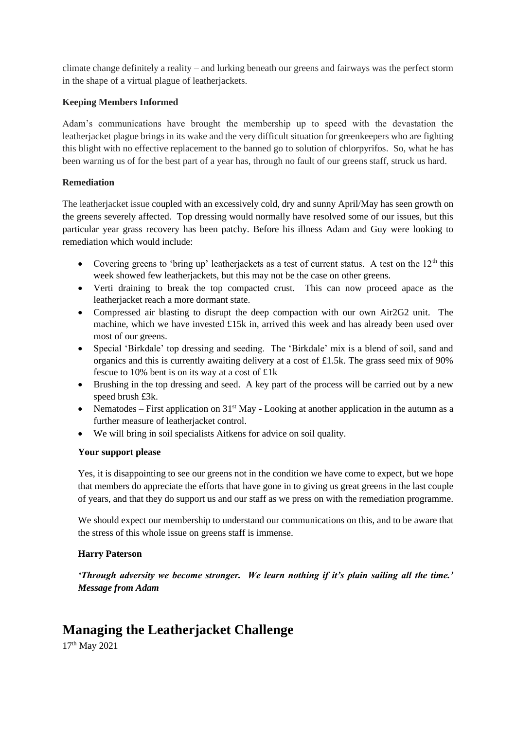climate change definitely a reality – and lurking beneath our greens and fairways was the perfect storm in the shape of a virtual plague of leatherjackets.

**Keeping Members Informed**

Adam's communications have brought the membership up to speed with the devastation the leatherjacket plague brings in its wake and the very difficult situation for greenkeepers who are fighting this blight with no effective replacement to the banned go to solution of chlorpyrifos. So, what he has been warning us of for the best part of a year has, through no fault of our greens staff, struck us hard.

**Remediation**

The leatherjacket issue coupled with an excessively cold, dry and sunny April/May has seen growth on the greens severely affected. Top dressing would normally have resolved some of our issues, but this particular year grass recovery has been patchy. Before his illness Adam and Guy were looking to remediation which would include:

- Covering greens to 'bring up' leatherjackets as a test of current status. A test on the 12th this week showed few leatherjackets, but this may not be the case on other greens.
- Verti draining to break the top compacted crust. This can now proceed apace as the leatherjacket reach a more dormant state.
- Compressed air blasting to disrupt the deep compaction with our own Air2G2 unit. The machine, which we have invested £15k in, arrived this week and has already been used over most of our greens.
- Special 'Birkdale' top dressing and seeding. The 'Birkdale' mix is a blend of soil, sand and organics and this is currently awaiting delivery at a cost of £1.5k. The grass seed mix of 90% fescue to 10% bent is on its way at a cost of £1k
- Brushing in the top dressing and seed. A key part of the process will be carried out by a new speed brush £3k.
- Nematodes – First application on 31st May - Looking at another application in the autumn as a further measure of leatherjacket control.
- We will bring in soil specialists Aitkens for advice on soil quality.

**Your support please**

Yes, it is disappointing to see our greens not in the condition we have come to expect, but we hope that members do appreciate the efforts that have gone in to giving us great greens in the last couple of years, and that they do support us and our staff as we press on with the remediation programme.

We should expect our membership to understand our communications on this, and to be aware that the stress of this whole issue on greens staff is immense.

**Harry Paterson**

***'Through adversity we become stronger. We learn nothing if it's plain sailing all the time.' Message from Adam***

# Managing the Leatherjacket Challenge

17th May 2021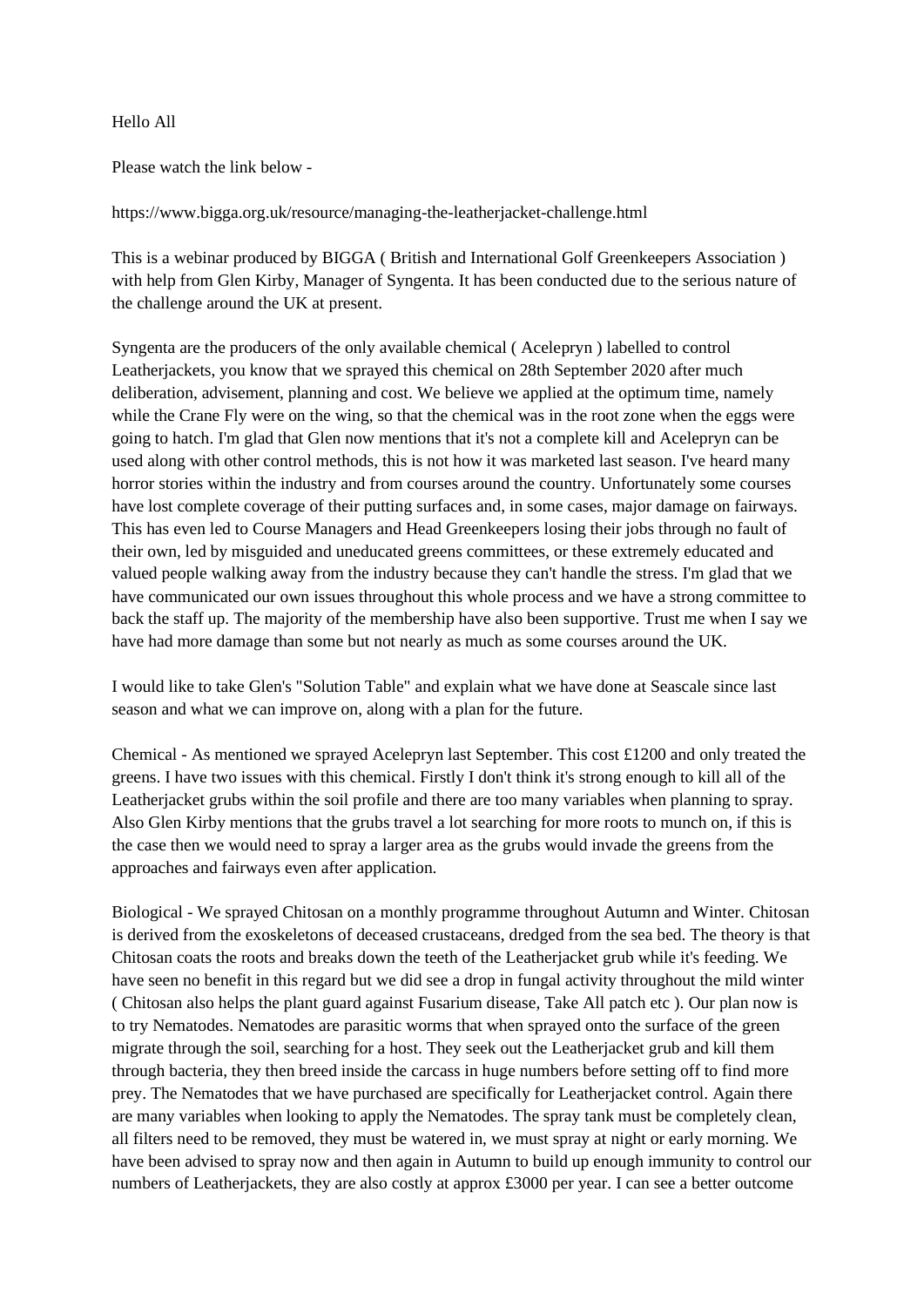Hello All

Please watch the link below -

https://www.bigga.org.uk/resource/managing-the-leatherjacket-challenge.html

This is a webinar produced by BIGGA ( British and International Golf Greenkeepers Association ) with help from Glen Kirby, Manager of Syngenta. It has been conducted due to the serious nature of the challenge around the UK at present.

Syngenta are the producers of the only available chemical ( Acelepryn ) labelled to control Leatherjackets, you know that we sprayed this chemical on 28th September 2020 after much deliberation, advisement, planning and cost. We believe we applied at the optimum time, namely while the Crane Fly were on the wing, so that the chemical was in the root zone when the eggs were going to hatch. I'm glad that Glen now mentions that it's not a complete kill and Acelepryn can be used along with other control methods, this is not how it was marketed last season. I've heard many horror stories within the industry and from courses around the country. Unfortunately some courses have lost complete coverage of their putting surfaces and, in some cases, major damage on fairways. This has even led to Course Managers and Head Greenkeepers losing their jobs through no fault of their own, led by misguided and uneducated greens committees, or these extremely educated and valued people walking away from the industry because they can't handle the stress. I'm glad that we have communicated our own issues throughout this whole process and we have a strong committee to back the staff up. The majority of the membership have also been supportive. Trust me when I say we have had more damage than some but not nearly as much as some courses around the UK.

I would like to take Glen's "Solution Table" and explain what we have done at Seascale since last season and what we can improve on, along with a plan for the future.

Chemical - As mentioned we sprayed Acelepryn last September. This cost £1200 and only treated the greens. I have two issues with this chemical. Firstly I don't think it's strong enough to kill all of the Leatherjacket grubs within the soil profile and there are too many variables when planning to spray. Also Glen Kirby mentions that the grubs travel a lot searching for more roots to munch on, if this is the case then we would need to spray a larger area as the grubs would invade the greens from the approaches and fairways even after application.

Biological - We sprayed Chitosan on a monthly programme throughout Autumn and Winter. Chitosan is derived from the exoskeletons of deceased crustaceans, dredged from the sea bed. The theory is that Chitosan coats the roots and breaks down the teeth of the Leatherjacket grub while it's feeding. We have seen no benefit in this regard but we did see a drop in fungal activity throughout the mild winter ( Chitosan also helps the plant guard against Fusarium disease, Take All patch etc ). Our plan now is to try Nematodes. Nematodes are parasitic worms that when sprayed onto the surface of the green migrate through the soil, searching for a host. They seek out the Leatherjacket grub and kill them through bacteria, they then breed inside the carcass in huge numbers before setting off to find more prey. The Nematodes that we have purchased are specifically for Leatherjacket control. Again there are many variables when looking to apply the Nematodes. The spray tank must be completely clean, all filters need to be removed, they must be watered in, we must spray at night or early morning. We have been advised to spray now and then again in Autumn to build up enough immunity to control our numbers of Leatherjackets, they are also costly at approx £3000 per year. I can see a better outcome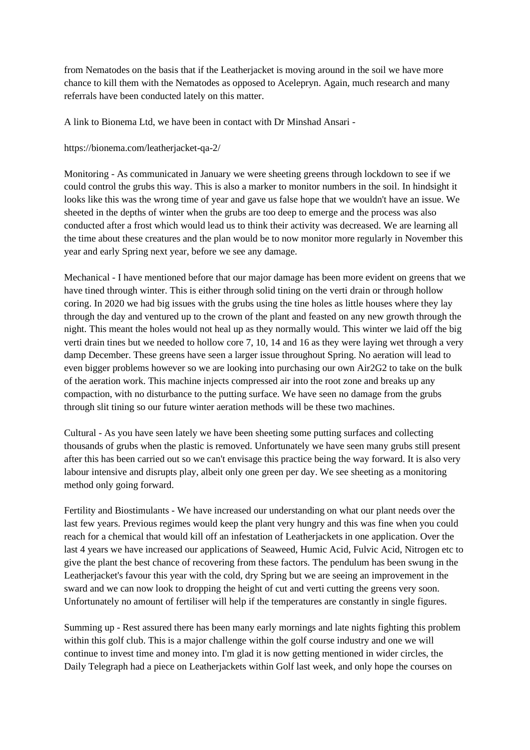from Nematodes on the basis that if the Leatherjacket is moving around in the soil we have more chance to kill them with the Nematodes as opposed to Acelepryn. Again, much research and many referrals have been conducted lately on this matter.

A link to Bionema Ltd, we have been in contact with Dr Minshad Ansari -

https://bionema.com/leatherjacket-qa-2/

Monitoring - As communicated in January we were sheeting greens through lockdown to see if we could control the grubs this way. This is also a marker to monitor numbers in the soil. In hindsight it looks like this was the wrong time of year and gave us false hope that we wouldn't have an issue. We sheeted in the depths of winter when the grubs are too deep to emerge and the process was also conducted after a frost which would lead us to think their activity was decreased. We are learning all the time about these creatures and the plan would be to now monitor more regularly in November this year and early Spring next year, before we see any damage.

Mechanical - I have mentioned before that our major damage has been more evident on greens that we have tined through winter. This is either through solid tining on the verti drain or through hollow coring. In 2020 we had big issues with the grubs using the tine holes as little houses where they lay through the day and ventured up to the crown of the plant and feasted on any new growth through the night. This meant the holes would not heal up as they normally would. This winter we laid off the big verti drain tines but we needed to hollow core 7, 10, 14 and 16 as they were laying wet through a very damp December. These greens have seen a larger issue throughout Spring. No aeration will lead to even bigger problems however so we are looking into purchasing our own Air2G2 to take on the bulk of the aeration work. This machine injects compressed air into the root zone and breaks up any compaction, with no disturbance to the putting surface. We have seen no damage from the grubs through slit tining so our future winter aeration methods will be these two machines.

Cultural - As you have seen lately we have been sheeting some putting surfaces and collecting thousands of grubs when the plastic is removed. Unfortunately we have seen many grubs still present after this has been carried out so we can't envisage this practice being the way forward. It is also very labour intensive and disrupts play, albeit only one green per day. We see sheeting as a monitoring method only going forward.

Fertility and Biostimulants - We have increased our understanding on what our plant needs over the last few years. Previous regimes would keep the plant very hungry and this was fine when you could reach for a chemical that would kill off an infestation of Leatherjackets in one application. Over the last 4 years we have increased our applications of Seaweed, Humic Acid, Fulvic Acid, Nitrogen etc to give the plant the best chance of recovering from these factors. The pendulum has been swung in the Leatherjacket's favour this year with the cold, dry Spring but we are seeing an improvement in the sward and we can now look to dropping the height of cut and verti cutting the greens very soon. Unfortunately no amount of fertiliser will help if the temperatures are constantly in single figures.

Summing up - Rest assured there has been many early mornings and late nights fighting this problem within this golf club. This is a major challenge within the golf course industry and one we will continue to invest time and money into. I'm glad it is now getting mentioned in wider circles, the Daily Telegraph had a piece on Leatherjackets within Golf last week, and only hope the courses on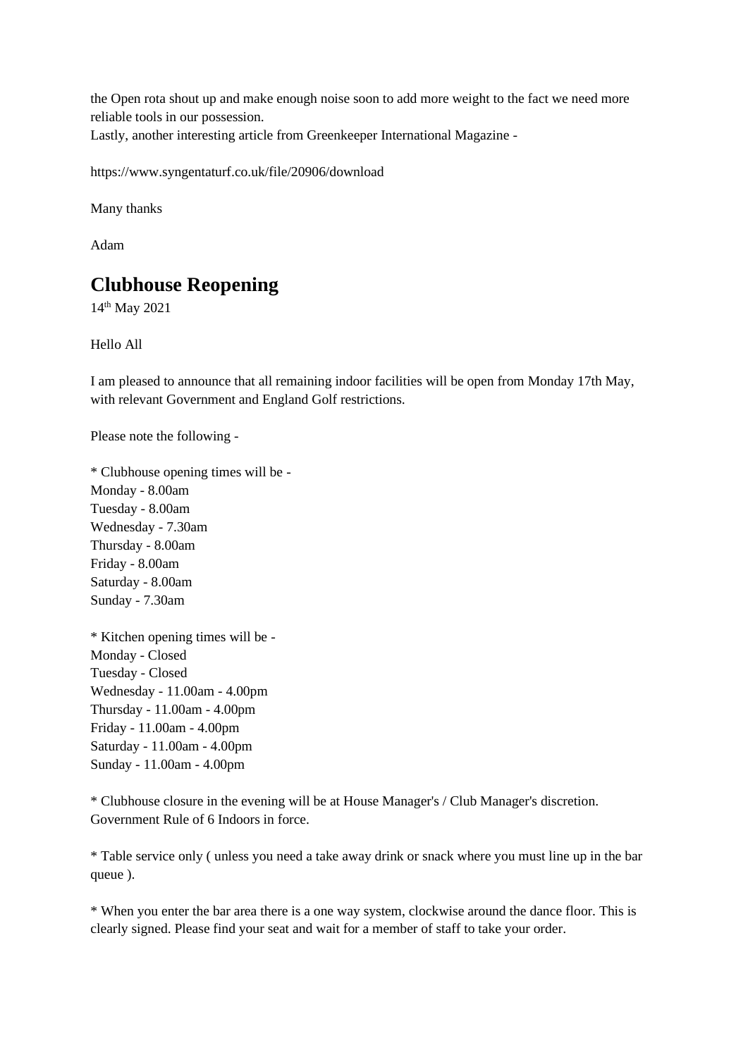the Open rota shout up and make enough noise soon to add more weight to the fact we need more reliable tools in our possession.
Lastly, another interesting article from Greenkeeper International Magazine -

https://www.syngentaturf.co.uk/file/20906/download

Many thanks

Adam

## Clubhouse Reopening

14th May 2021

Hello All

I am pleased to announce that all remaining indoor facilities will be open from Monday 17th May, with relevant Government and England Golf restrictions.

Please note the following -

* Clubhouse opening times will be -
Monday - 8.00am
Tuesday - 8.00am
Wednesday - 7.30am
Thursday - 8.00am
Friday - 8.00am
Saturday - 8.00am
Sunday - 7.30am

* Kitchen opening times will be -
Monday - Closed
Tuesday - Closed
Wednesday - 11.00am - 4.00pm
Thursday - 11.00am - 4.00pm
Friday - 11.00am - 4.00pm
Saturday - 11.00am - 4.00pm
Sunday - 11.00am - 4.00pm

* Clubhouse closure in the evening will be at House Manager's / Club Manager's discretion. Government Rule of 6 Indoors in force.

* Table service only ( unless you need a take away drink or snack where you must line up in the bar queue ).

* When you enter the bar area there is a one way system, clockwise around the dance floor. This is clearly signed. Please find your seat and wait for a member of staff to take your order.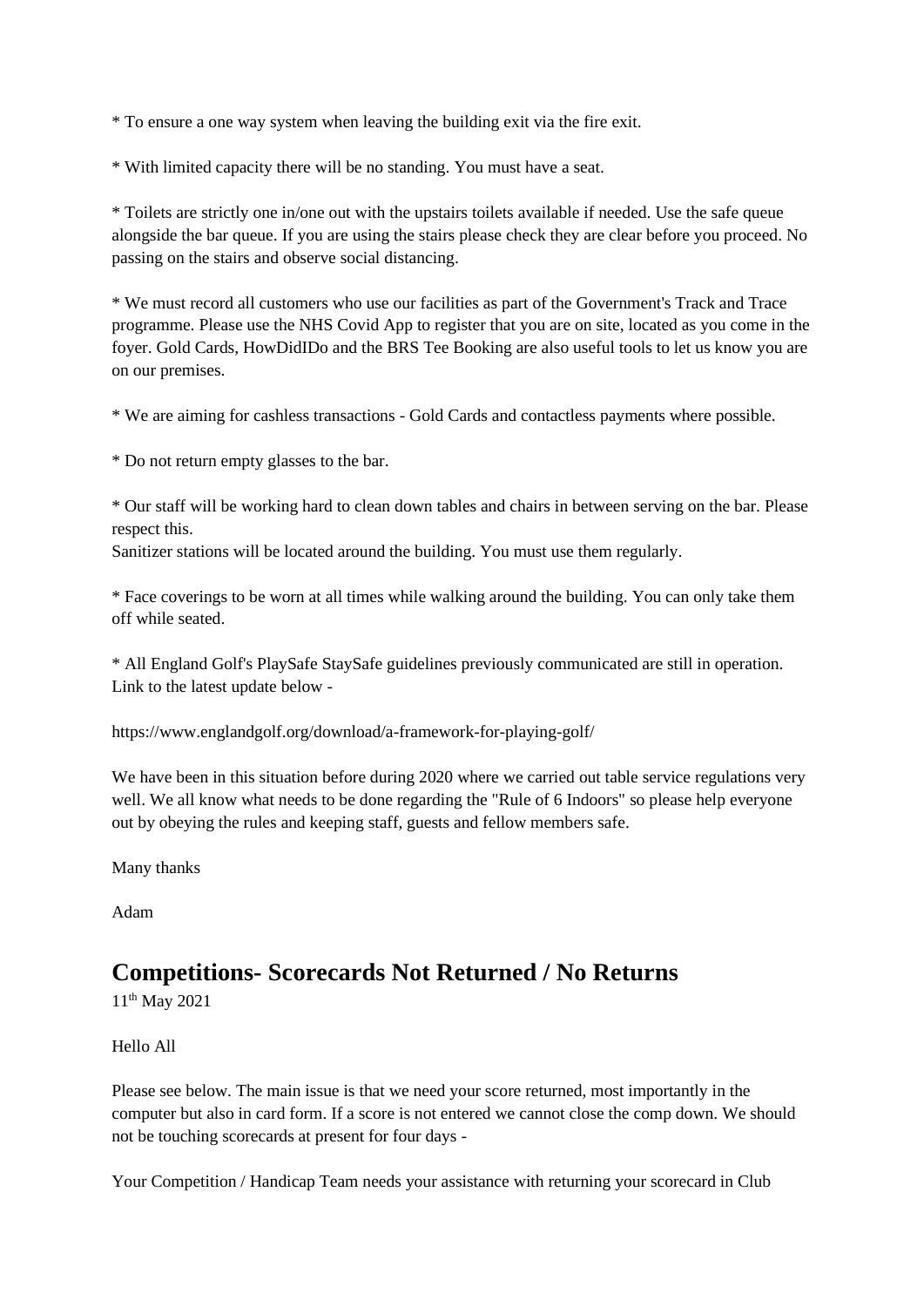* To ensure a one way system when leaving the building exit via the fire exit.

* With limited capacity there will be no standing. You must have a seat.

* Toilets are strictly one in/one out with the upstairs toilets available if needed. Use the safe queue alongside the bar queue. If you are using the stairs please check they are clear before you proceed. No passing on the stairs and observe social distancing.

* We must record all customers who use our facilities as part of the Government's Track and Trace programme. Please use the NHS Covid App to register that you are on site, located as you come in the foyer. Gold Cards, HowDidIDo and the BRS Tee Booking are also useful tools to let us know you are on our premises.

* We are aiming for cashless transactions - Gold Cards and contactless payments where possible.

* Do not return empty glasses to the bar.

* Our staff will be working hard to clean down tables and chairs in between serving on the bar. Please respect this.
Sanitizer stations will be located around the building. You must use them regularly.

* Face coverings to be worn at all times while walking around the building. You can only take them off while seated.

* All England Golf's PlaySafe StaySafe guidelines previously communicated are still in operation. Link to the latest update below -

https://www.englandgolf.org/download/a-framework-for-playing-golf/

We have been in this situation before during 2020 where we carried out table service regulations very well. We all know what needs to be done regarding the "Rule of 6 Indoors" so please help everyone out by obeying the rules and keeping staff, guests and fellow members safe.

Many thanks

Adam

## Competitions- Scorecards Not Returned / No Returns

11th May 2021

Hello All

Please see below. The main issue is that we need your score returned, most importantly in the computer but also in card form. If a score is not entered we cannot close the comp down. We should not be touching scorecards at present for four days -

Your Competition / Handicap Team needs your assistance with returning your scorecard in Club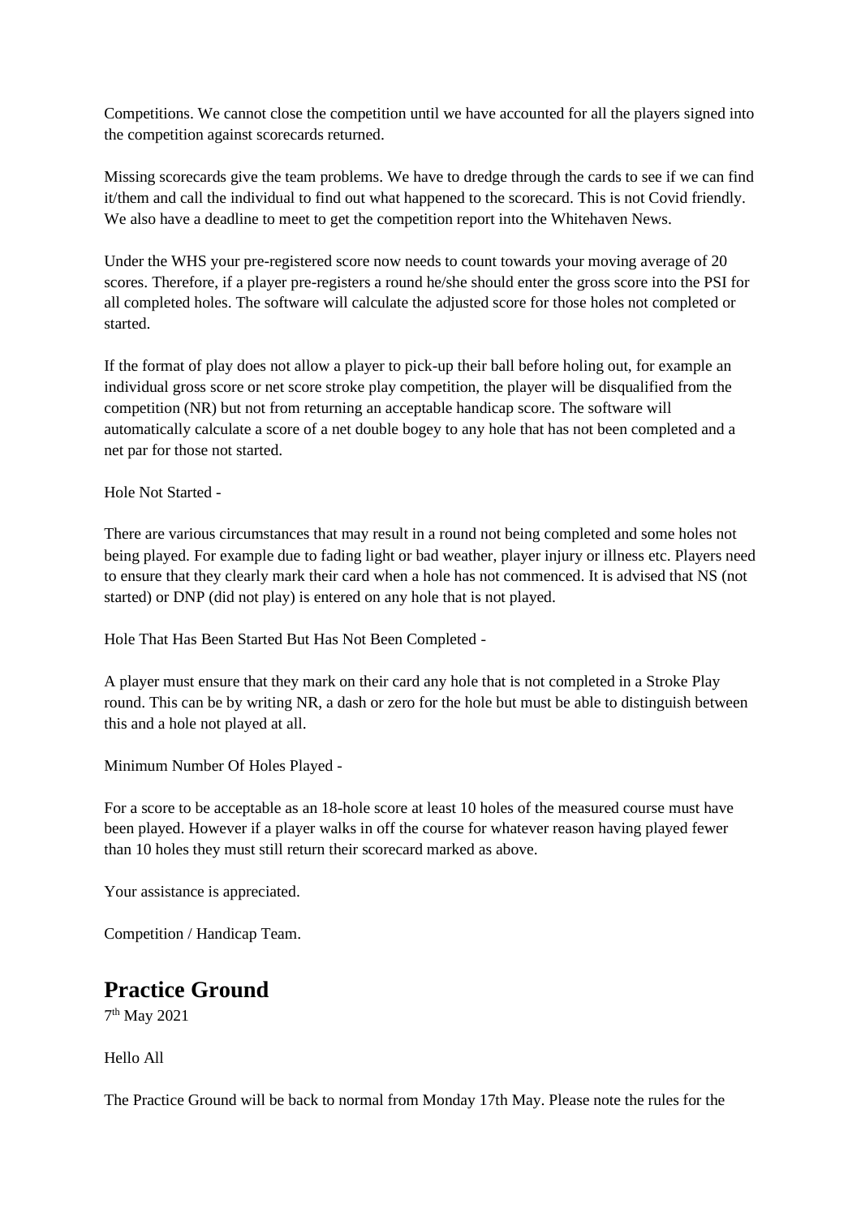Competitions. We cannot close the competition until we have accounted for all the players signed into the competition against scorecards returned.

Missing scorecards give the team problems. We have to dredge through the cards to see if we can find it/them and call the individual to find out what happened to the scorecard. This is not Covid friendly. We also have a deadline to meet to get the competition report into the Whitehaven News.

Under the WHS your pre-registered score now needs to count towards your moving average of 20 scores. Therefore, if a player pre-registers a round he/she should enter the gross score into the PSI for all completed holes. The software will calculate the adjusted score for those holes not completed or started.

If the format of play does not allow a player to pick-up their ball before holing out, for example an individual gross score or net score stroke play competition, the player will be disqualified from the competition (NR) but not from returning an acceptable handicap score. The software will automatically calculate a score of a net double bogey to any hole that has not been completed and a net par for those not started.

Hole Not Started -

There are various circumstances that may result in a round not being completed and some holes not being played. For example due to fading light or bad weather, player injury or illness etc. Players need to ensure that they clearly mark their card when a hole has not commenced. It is advised that NS (not started) or DNP (did not play) is entered on any hole that is not played.

Hole That Has Been Started But Has Not Been Completed -

A player must ensure that they mark on their card any hole that is not completed in a Stroke Play round. This can be by writing NR, a dash or zero for the hole but must be able to distinguish between this and a hole not played at all.

Minimum Number Of Holes Played -

For a score to be acceptable as an 18-hole score at least 10 holes of the measured course must have been played. However if a player walks in off the course for whatever reason having played fewer than 10 holes they must still return their scorecard marked as above.

Your assistance is appreciated.

Competition / Handicap Team.

## Practice Ground

7th May 2021

Hello All

The Practice Ground will be back to normal from Monday 17th May. Please note the rules for the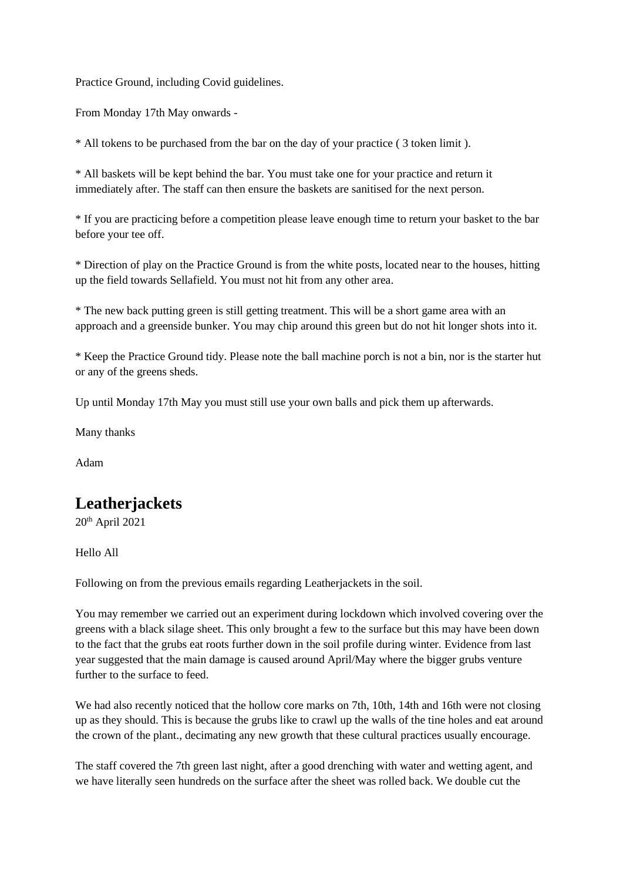Practice Ground, including Covid guidelines.

From Monday 17th May onwards -

* All tokens to be purchased from the bar on the day of your practice ( 3 token limit ).

* All baskets will be kept behind the bar. You must take one for your practice and return it immediately after. The staff can then ensure the baskets are sanitised for the next person.

* If you are practicing before a competition please leave enough time to return your basket to the bar before your tee off.

* Direction of play on the Practice Ground is from the white posts, located near to the houses, hitting up the field towards Sellafield. You must not hit from any other area.

* The new back putting green is still getting treatment. This will be a short game area with an approach and a greenside bunker. You may chip around this green but do not hit longer shots into it.

* Keep the Practice Ground tidy. Please note the ball machine porch is not a bin, nor is the starter hut or any of the greens sheds.

Up until Monday 17th May you must still use your own balls and pick them up afterwards.

Many thanks

Adam

## Leatherjackets

20th April 2021

Hello All

Following on from the previous emails regarding Leatherjackets in the soil.

You may remember we carried out an experiment during lockdown which involved covering over the greens with a black silage sheet. This only brought a few to the surface but this may have been down to the fact that the grubs eat roots further down in the soil profile during winter. Evidence from last year suggested that the main damage is caused around April/May where the bigger grubs venture further to the surface to feed.

We had also recently noticed that the hollow core marks on 7th, 10th, 14th and 16th were not closing up as they should. This is because the grubs like to crawl up the walls of the tine holes and eat around the crown of the plant., decimating any new growth that these cultural practices usually encourage.

The staff covered the 7th green last night, after a good drenching with water and wetting agent, and we have literally seen hundreds on the surface after the sheet was rolled back. We double cut the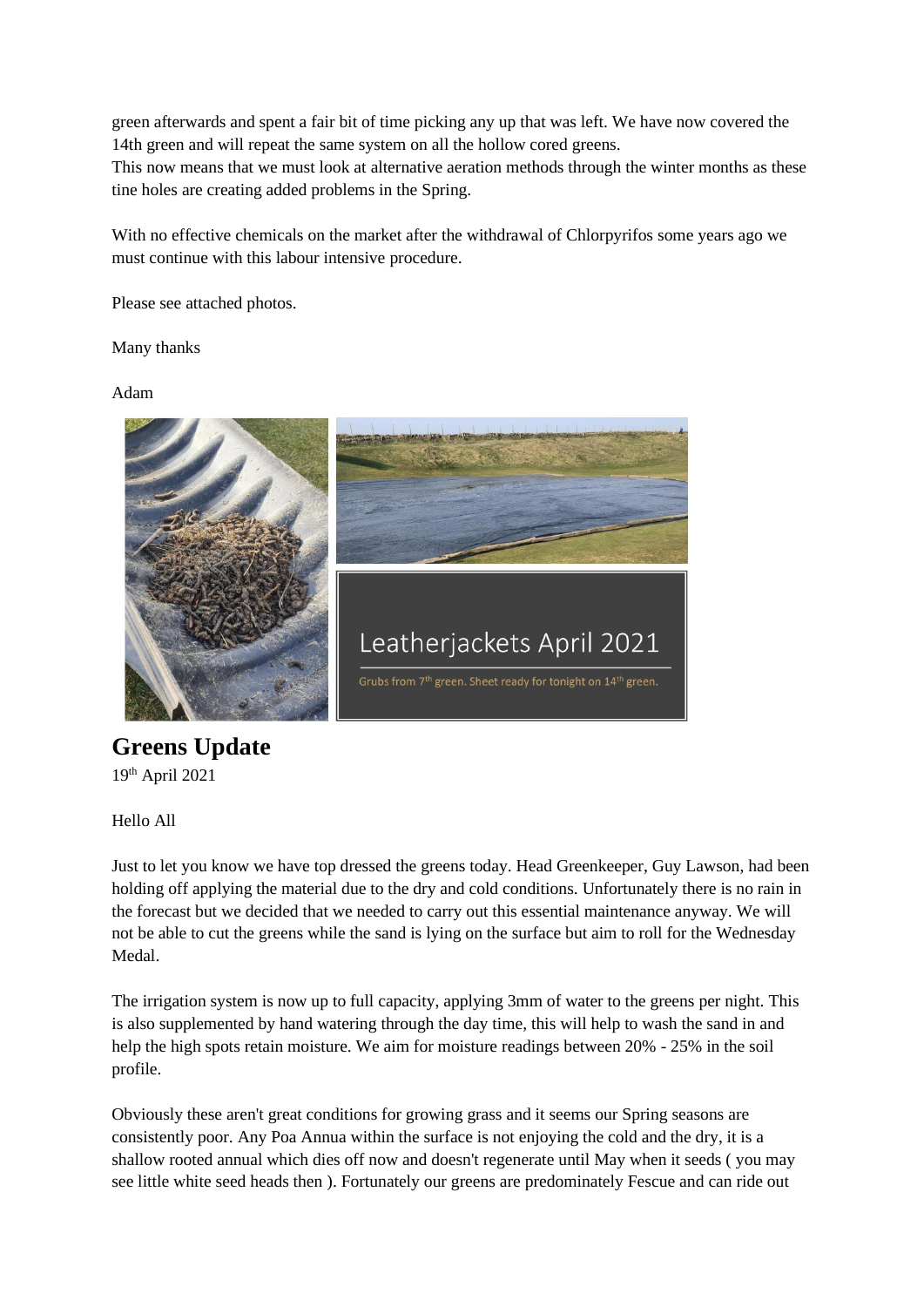green afterwards and spent a fair bit of time picking any up that was left. We have now covered the 14th green and will repeat the same system on all the hollow cored greens.
This now means that we must look at alternative aeration methods through the winter months as these tine holes are creating added problems in the Spring.

With no effective chemicals on the market after the withdrawal of Chlorpyrifos some years ago we must continue with this labour intensive procedure.

Please see attached photos.

Many thanks

Adam

Leatherjackets April 2021

Grubs from 7th green. Sheet ready for tonight on 14th green.

## Greens Update

19th April 2021

Hello All

Just to let you know we have top dressed the greens today. Head Greenkeeper, Guy Lawson, had been holding off applying the material due to the dry and cold conditions. Unfortunately there is no rain in the forecast but we decided that we needed to carry out this essential maintenance anyway. We will not be able to cut the greens while the sand is lying on the surface but aim to roll for the Wednesday Medal.

The irrigation system is now up to full capacity, applying 3mm of water to the greens per night. This is also supplemented by hand watering through the day time, this will help to wash the sand in and help the high spots retain moisture. We aim for moisture readings between 20% - 25% in the soil profile.

Obviously these aren't great conditions for growing grass and it seems our Spring seasons are consistently poor. Any Poa Annua within the surface is not enjoying the cold and the dry, it is a shallow rooted annual which dies off now and doesn't regenerate until May when it seeds ( you may see little white seed heads then ). Fortunately our greens are predominately Fescue and can ride out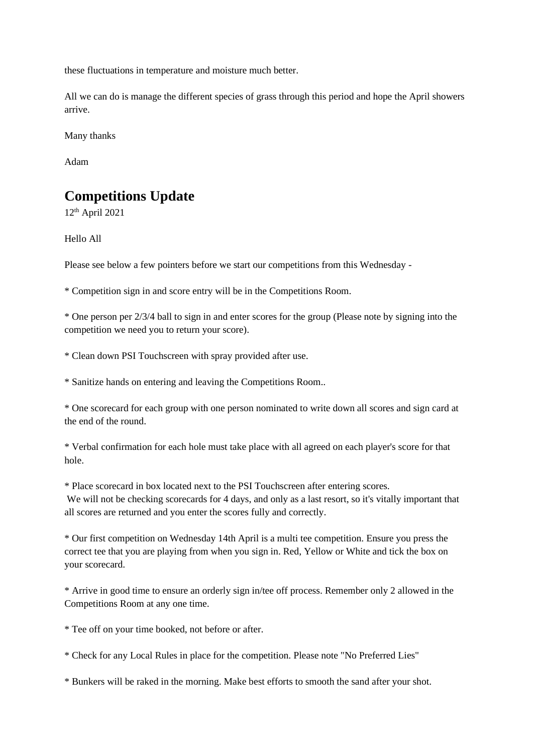these fluctuations in temperature and moisture much better.

All we can do is manage the different species of grass through this period and hope the April showers arrive.

Many thanks

Adam

## Competitions Update

12th April 2021

Hello All

Please see below a few pointers before we start our competitions from this Wednesday -

* Competition sign in and score entry will be in the Competitions Room.

* One person per 2/3/4 ball to sign in and enter scores for the group (Please note by signing into the competition we need you to return your score).

* Clean down PSI Touchscreen with spray provided after use.

* Sanitize hands on entering and leaving the Competitions Room..

* One scorecard for each group with one person nominated to write down all scores and sign card at the end of the round.

* Verbal confirmation for each hole must take place with all agreed on each player's score for that hole.

* Place scorecard in box located next to the PSI Touchscreen after entering scores.
We will not be checking scorecards for 4 days, and only as a last resort, so it's vitally important that all scores are returned and you enter the scores fully and correctly.

* Our first competition on Wednesday 14th April is a multi tee competition. Ensure you press the correct tee that you are playing from when you sign in. Red, Yellow or White and tick the box on your scorecard.

* Arrive in good time to ensure an orderly sign in/tee off process. Remember only 2 allowed in the Competitions Room at any one time.

* Tee off on your time booked, not before or after.

* Check for any Local Rules in place for the competition. Please note "No Preferred Lies"

* Bunkers will be raked in the morning. Make best efforts to smooth the sand after your shot.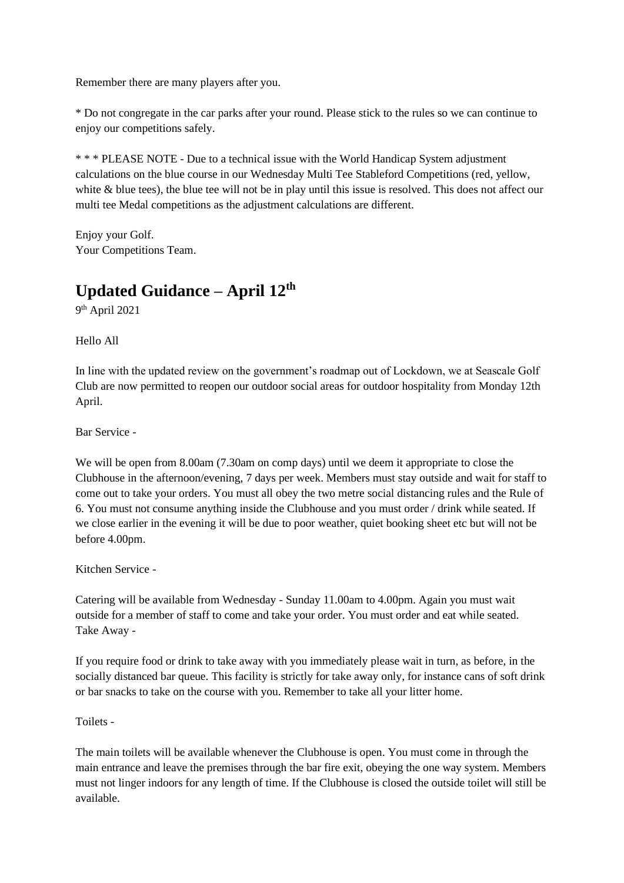Remember there are many players after you.

* Do not congregate in the car parks after your round. Please stick to the rules so we can continue to enjoy our competitions safely.

* * * PLEASE NOTE - Due to a technical issue with the World Handicap System adjustment calculations on the blue course in our Wednesday Multi Tee Stableford Competitions (red, yellow, white & blue tees), the blue tee will not be in play until this issue is resolved. This does not affect our multi tee Medal competitions as the adjustment calculations are different.

Enjoy your Golf.
Your Competitions Team.

## Updated Guidance – April 12th

9th April 2021

Hello All

In line with the updated review on the government's roadmap out of Lockdown, we at Seascale Golf Club are now permitted to reopen our outdoor social areas for outdoor hospitality from Monday 12th April.

Bar Service -

We will be open from 8.00am (7.30am on comp days) until we deem it appropriate to close the Clubhouse in the afternoon/evening, 7 days per week. Members must stay outside and wait for staff to come out to take your orders. You must all obey the two metre social distancing rules and the Rule of 6. You must not consume anything inside the Clubhouse and you must order / drink while seated. If we close earlier in the evening it will be due to poor weather, quiet booking sheet etc but will not be before 4.00pm.

Kitchen Service -

Catering will be available from Wednesday - Sunday 11.00am to 4.00pm. Again you must wait outside for a member of staff to come and take your order. You must order and eat while seated.
Take Away -

If you require food or drink to take away with you immediately please wait in turn, as before, in the socially distanced bar queue. This facility is strictly for take away only, for instance cans of soft drink or bar snacks to take on the course with you. Remember to take all your litter home.

Toilets -

The main toilets will be available whenever the Clubhouse is open. You must come in through the main entrance and leave the premises through the bar fire exit, obeying the one way system. Members must not linger indoors for any length of time. If the Clubhouse is closed the outside toilet will still be available.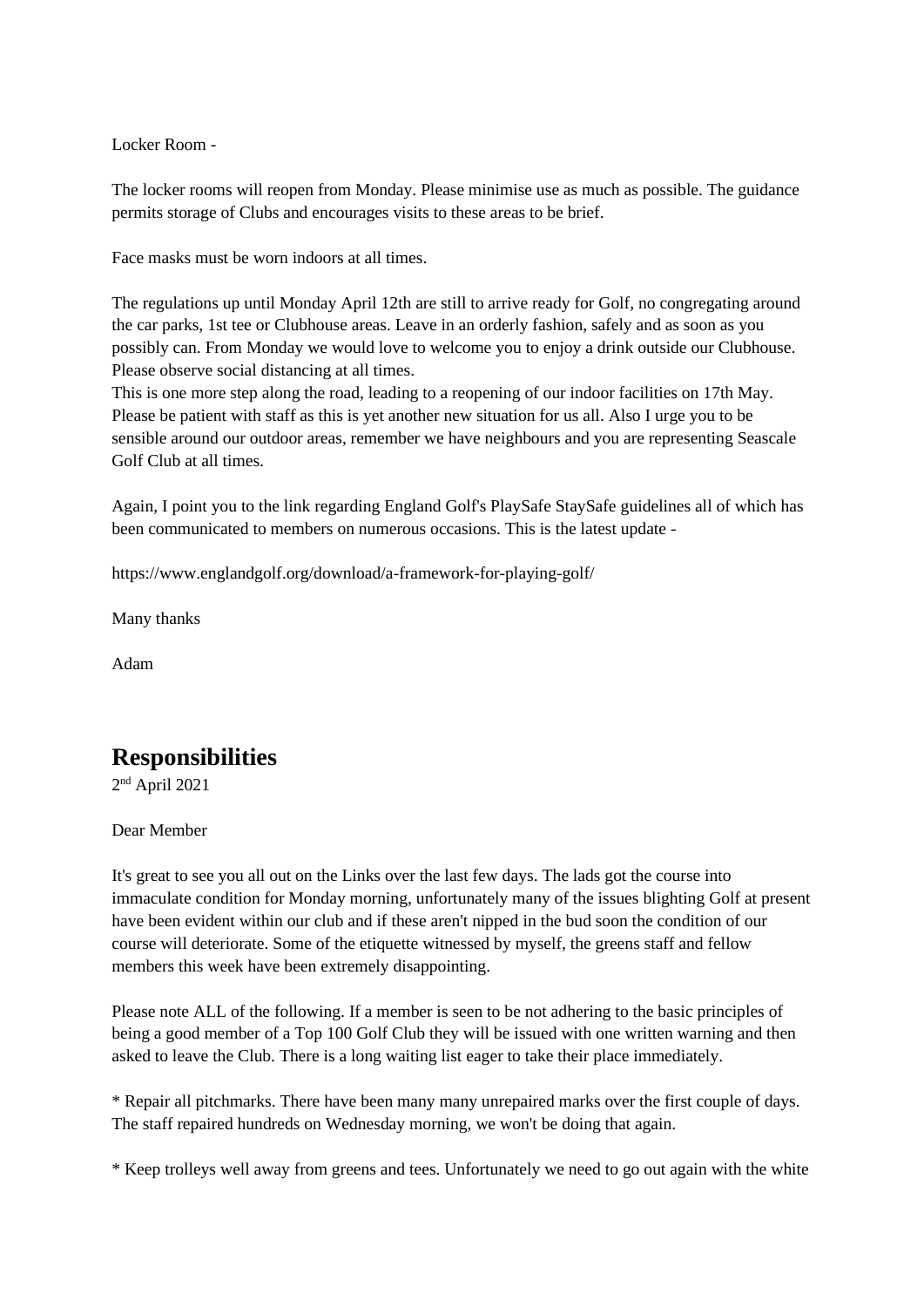Locker Room -

The locker rooms will reopen from Monday. Please minimise use as much as possible. The guidance permits storage of Clubs and encourages visits to these areas to be brief.

Face masks must be worn indoors at all times.

The regulations up until Monday April 12th are still to arrive ready for Golf, no congregating around the car parks, 1st tee or Clubhouse areas. Leave in an orderly fashion, safely and as soon as you possibly can. From Monday we would love to welcome you to enjoy a drink outside our Clubhouse. Please observe social distancing at all times.
This is one more step along the road, leading to a reopening of our indoor facilities on 17th May. Please be patient with staff as this is yet another new situation for us all. Also I urge you to be sensible around our outdoor areas, remember we have neighbours and you are representing Seascale Golf Club at all times.

Again, I point you to the link regarding England Golf's PlaySafe StaySafe guidelines all of which has been communicated to members on numerous occasions. This is the latest update -

https://www.englandgolf.org/download/a-framework-for-playing-golf/

Many thanks

Adam

## Responsibilities

2nd April 2021

Dear Member

It's great to see you all out on the Links over the last few days. The lads got the course into immaculate condition for Monday morning, unfortunately many of the issues blighting Golf at present have been evident within our club and if these aren't nipped in the bud soon the condition of our course will deteriorate. Some of the etiquette witnessed by myself, the greens staff and fellow members this week have been extremely disappointing.

Please note ALL of the following. If a member is seen to be not adhering to the basic principles of being a good member of a Top 100 Golf Club they will be issued with one written warning and then asked to leave the Club. There is a long waiting list eager to take their place immediately.

* Repair all pitchmarks. There have been many many unrepaired marks over the first couple of days. The staff repaired hundreds on Wednesday morning, we won't be doing that again.

* Keep trolleys well away from greens and tees. Unfortunately we need to go out again with the white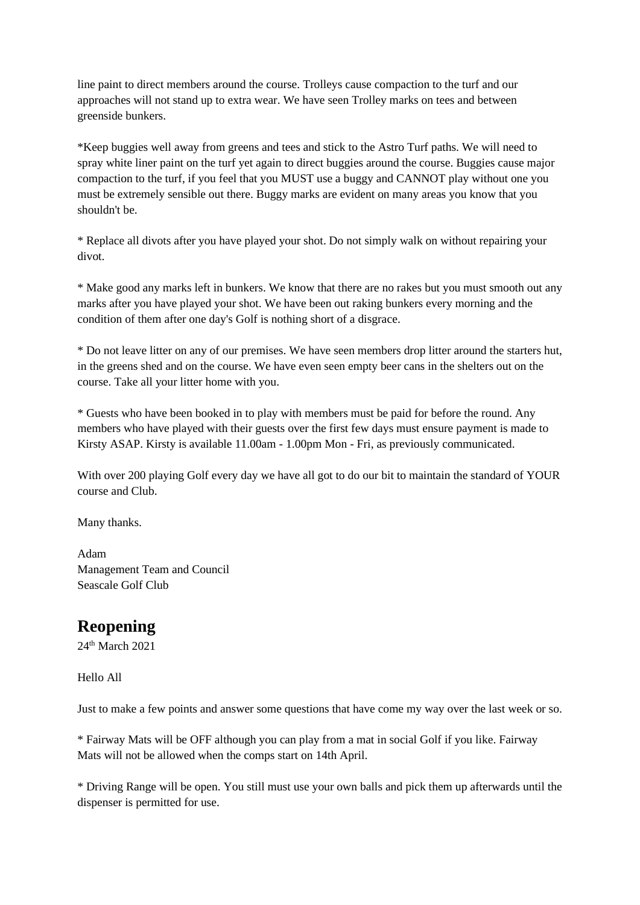line paint to direct members around the course. Trolleys cause compaction to the turf and our approaches will not stand up to extra wear. We have seen Trolley marks on tees and between greenside bunkers.

*Keep buggies well away from greens and tees and stick to the Astro Turf paths. We will need to spray white liner paint on the turf yet again to direct buggies around the course. Buggies cause major compaction to the turf, if you feel that you MUST use a buggy and CANNOT play without one you must be extremely sensible out there. Buggy marks are evident on many areas you know that you shouldn't be.

* Replace all divots after you have played your shot. Do not simply walk on without repairing your divot.

* Make good any marks left in bunkers. We know that there are no rakes but you must smooth out any marks after you have played your shot. We have been out raking bunkers every morning and the condition of them after one day's Golf is nothing short of a disgrace.

* Do not leave litter on any of our premises. We have seen members drop litter around the starters hut, in the greens shed and on the course. We have even seen empty beer cans in the shelters out on the course. Take all your litter home with you.

* Guests who have been booked in to play with members must be paid for before the round. Any members who have played with their guests over the first few days must ensure payment is made to Kirsty ASAP. Kirsty is available 11.00am - 1.00pm Mon - Fri, as previously communicated.

With over 200 playing Golf every day we have all got to do our bit to maintain the standard of YOUR course and Club.

Many thanks.

Adam
Management Team and Council
Seascale Golf Club

## Reopening

24th March 2021

Hello All

Just to make a few points and answer some questions that have come my way over the last week or so.

* Fairway Mats will be OFF although you can play from a mat in social Golf if you like. Fairway Mats will not be allowed when the comps start on 14th April.

* Driving Range will be open. You still must use your own balls and pick them up afterwards until the dispenser is permitted for use.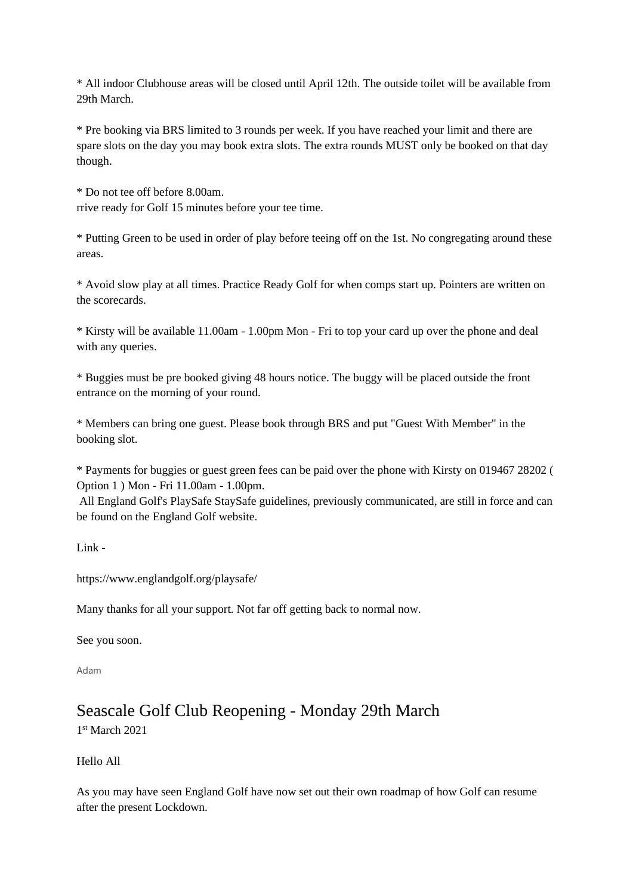* All indoor Clubhouse areas will be closed until April 12th. The outside toilet will be available from 29th March.

* Pre booking via BRS limited to 3 rounds per week. If you have reached your limit and there are spare slots on the day you may book extra slots. The extra rounds MUST only be booked on that day though.

* Do not tee off before 8.00am.
rrive ready for Golf 15 minutes before your tee time.

* Putting Green to be used in order of play before teeing off on the 1st. No congregating around these areas.

* Avoid slow play at all times. Practice Ready Golf for when comps start up. Pointers are written on the scorecards.

* Kirsty will be available 11.00am - 1.00pm Mon - Fri to top your card up over the phone and deal with any queries.

* Buggies must be pre booked giving 48 hours notice. The buggy will be placed outside the front entrance on the morning of your round.

* Members can bring one guest. Please book through BRS and put "Guest With Member" in the booking slot.

* Payments for buggies or guest green fees can be paid over the phone with Kirsty on 019467 28202 ( Option 1 ) Mon - Fri 11.00am - 1.00pm.
All England Golf's PlaySafe StaySafe guidelines, previously communicated, are still in force and can be found on the England Golf website.

Link -

https://www.englandgolf.org/playsafe/

Many thanks for all your support. Not far off getting back to normal now.

See you soon.

Adam

## Seascale Golf Club Reopening - Monday 29th March

1st March 2021

Hello All

As you may have seen England Golf have now set out their own roadmap of how Golf can resume after the present Lockdown.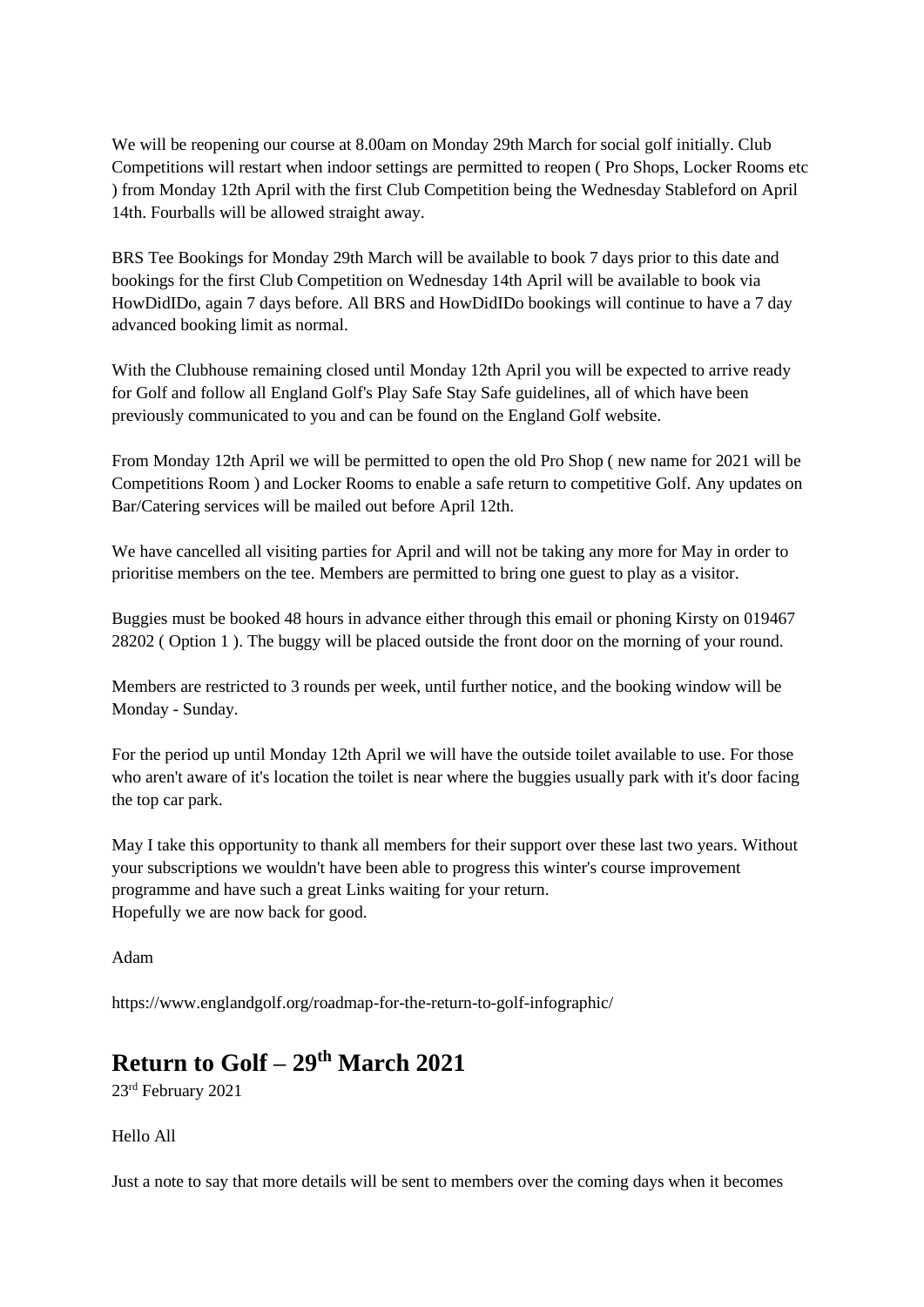We will be reopening our course at 8.00am on Monday 29th March for social golf initially. Club Competitions will restart when indoor settings are permitted to reopen ( Pro Shops, Locker Rooms etc ) from Monday 12th April with the first Club Competition being the Wednesday Stableford on April 14th. Fourballs will be allowed straight away.

BRS Tee Bookings for Monday 29th March will be available to book 7 days prior to this date and bookings for the first Club Competition on Wednesday 14th April will be available to book via HowDidIDo, again 7 days before. All BRS and HowDidIDo bookings will continue to have a 7 day advanced booking limit as normal.

With the Clubhouse remaining closed until Monday 12th April you will be expected to arrive ready for Golf and follow all England Golf's Play Safe Stay Safe guidelines, all of which have been previously communicated to you and can be found on the England Golf website.

From Monday 12th April we will be permitted to open the old Pro Shop ( new name for 2021 will be Competitions Room ) and Locker Rooms to enable a safe return to competitive Golf. Any updates on Bar/Catering services will be mailed out before April 12th.

We have cancelled all visiting parties for April and will not be taking any more for May in order to prioritise members on the tee. Members are permitted to bring one guest to play as a visitor.

Buggies must be booked 48 hours in advance either through this email or phoning Kirsty on 019467 28202 ( Option 1 ). The buggy will be placed outside the front door on the morning of your round.

Members are restricted to 3 rounds per week, until further notice, and the booking window will be Monday - Sunday.

For the period up until Monday 12th April we will have the outside toilet available to use. For those who aren't aware of it's location the toilet is near where the buggies usually park with it's door facing the top car park.

May I take this opportunity to thank all members for their support over these last two years. Without your subscriptions we wouldn't have been able to progress this winter's course improvement programme and have such a great Links waiting for your return.
Hopefully we are now back for good.

Adam

https://www.englandgolf.org/roadmap-for-the-return-to-golf-infographic/

## Return to Golf – 29th March 2021

23rd February 2021

Hello All

Just a note to say that more details will be sent to members over the coming days when it becomes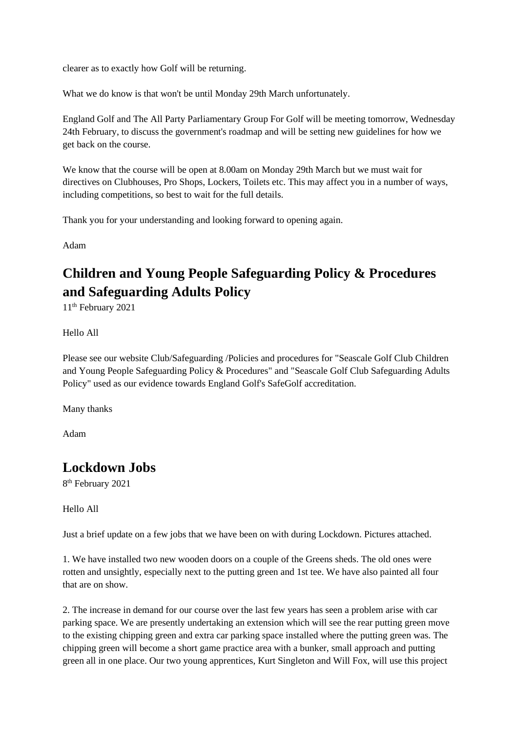clearer as to exactly how Golf will be returning.

What we do know is that won't be until Monday 29th March unfortunately.

England Golf and The All Party Parliamentary Group For Golf will be meeting tomorrow, Wednesday 24th February, to discuss the government's roadmap and will be setting new guidelines for how we get back on the course.

We know that the course will be open at 8.00am on Monday 29th March but we must wait for directives on Clubhouses, Pro Shops, Lockers, Toilets etc. This may affect you in a number of ways, including competitions, so best to wait for the full details.

Thank you for your understanding and looking forward to opening again.

Adam

## Children and Young People Safeguarding Policy & Procedures and Safeguarding Adults Policy

11th February 2021

Hello All

Please see our website Club/Safeguarding /Policies and procedures for "Seascale Golf Club Children and Young People Safeguarding Policy & Procedures" and "Seascale Golf Club Safeguarding Adults Policy" used as our evidence towards England Golf's SafeGolf accreditation.

Many thanks

Adam

## Lockdown Jobs

8th February 2021

Hello All

Just a brief update on a few jobs that we have been on with during Lockdown. Pictures attached.

1. We have installed two new wooden doors on a couple of the Greens sheds. The old ones were rotten and unsightly, especially next to the putting green and 1st tee. We have also painted all four that are on show.

2. The increase in demand for our course over the last few years has seen a problem arise with car parking space. We are presently undertaking an extension which will see the rear putting green move to the existing chipping green and extra car parking space installed where the putting green was. The chipping green will become a short game practice area with a bunker, small approach and putting green all in one place. Our two young apprentices, Kurt Singleton and Will Fox, will use this project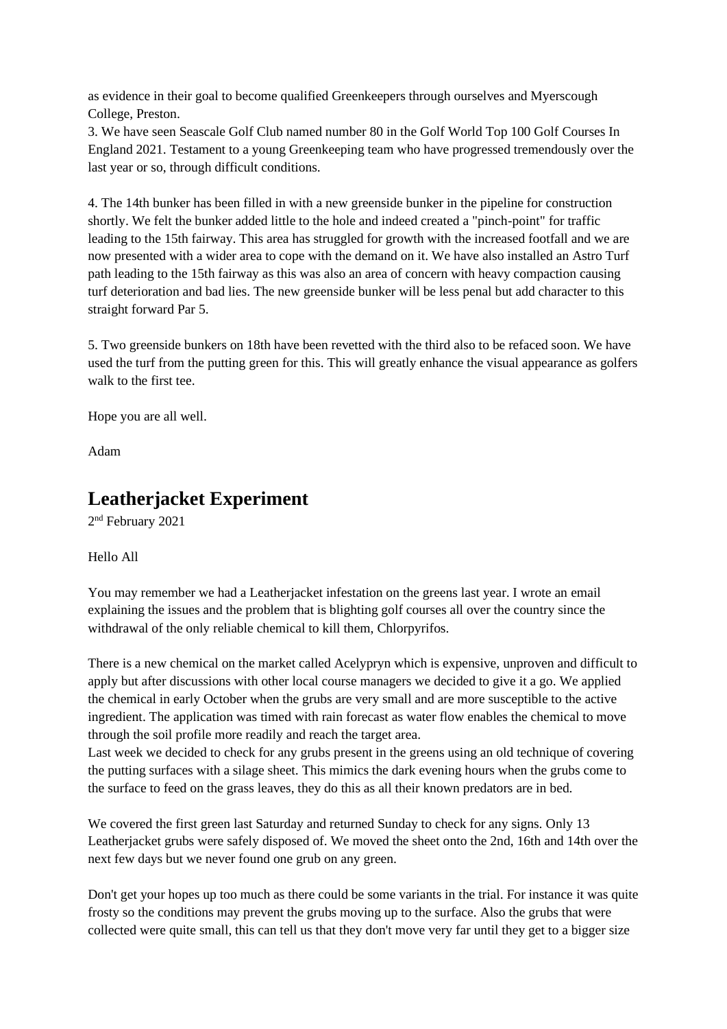as evidence in their goal to become qualified Greenkeepers through ourselves and Myerscough College, Preston.

3. We have seen Seascale Golf Club named number 80 in the Golf World Top 100 Golf Courses In England 2021. Testament to a young Greenkeeping team who have progressed tremendously over the last year or so, through difficult conditions.

4. The 14th bunker has been filled in with a new greenside bunker in the pipeline for construction shortly. We felt the bunker added little to the hole and indeed created a "pinch-point" for traffic leading to the 15th fairway. This area has struggled for growth with the increased footfall and we are now presented with a wider area to cope with the demand on it. We have also installed an Astro Turf path leading to the 15th fairway as this was also an area of concern with heavy compaction causing turf deterioration and bad lies. The new greenside bunker will be less penal but add character to this straight forward Par 5.

5. Two greenside bunkers on 18th have been revetted with the third also to be refaced soon. We have used the turf from the putting green for this. This will greatly enhance the visual appearance as golfers walk to the first tee.

Hope you are all well.

Adam

## Leatherjacket Experiment

2nd February 2021

Hello All

You may remember we had a Leatherjacket infestation on the greens last year. I wrote an email explaining the issues and the problem that is blighting golf courses all over the country since the withdrawal of the only reliable chemical to kill them, Chlorpyrifos.

There is a new chemical on the market called Acelypryn which is expensive, unproven and difficult to apply but after discussions with other local course managers we decided to give it a go. We applied the chemical in early October when the grubs are very small and are more susceptible to the active ingredient. The application was timed with rain forecast as water flow enables the chemical to move through the soil profile more readily and reach the target area.

Last week we decided to check for any grubs present in the greens using an old technique of covering the putting surfaces with a silage sheet. This mimics the dark evening hours when the grubs come to the surface to feed on the grass leaves, they do this as all their known predators are in bed.

We covered the first green last Saturday and returned Sunday to check for any signs. Only 13 Leatherjacket grubs were safely disposed of. We moved the sheet onto the 2nd, 16th and 14th over the next few days but we never found one grub on any green.

Don't get your hopes up too much as there could be some variants in the trial. For instance it was quite frosty so the conditions may prevent the grubs moving up to the surface. Also the grubs that were collected were quite small, this can tell us that they don't move very far until they get to a bigger size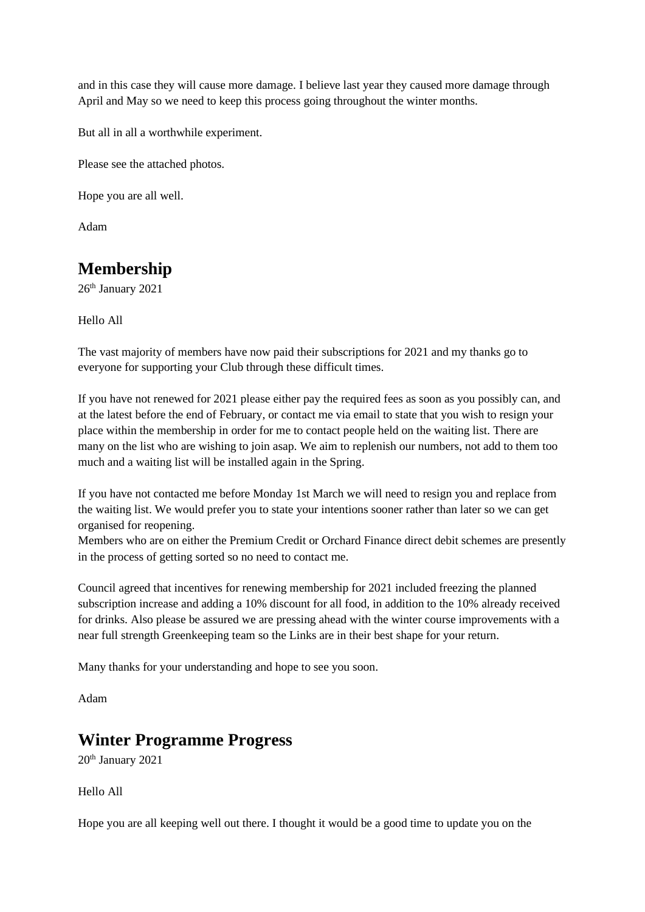and in this case they will cause more damage. I believe last year they caused more damage through April and May so we need to keep this process going throughout the winter months.

But all in all a worthwhile experiment.

Please see the attached photos.

Hope you are all well.

Adam

## Membership

26th January 2021

Hello All

The vast majority of members have now paid their subscriptions for 2021 and my thanks go to everyone for supporting your Club through these difficult times.

If you have not renewed for 2021 please either pay the required fees as soon as you possibly can, and at the latest before the end of February, or contact me via email to state that you wish to resign your place within the membership in order for me to contact people held on the waiting list. There are many on the list who are wishing to join asap. We aim to replenish our numbers, not add to them too much and a waiting list will be installed again in the Spring.

If you have not contacted me before Monday 1st March we will need to resign you and replace from the waiting list. We would prefer you to state your intentions sooner rather than later so we can get organised for reopening.
Members who are on either the Premium Credit or Orchard Finance direct debit schemes are presently in the process of getting sorted so no need to contact me.

Council agreed that incentives for renewing membership for 2021 included freezing the planned subscription increase and adding a 10% discount for all food, in addition to the 10% already received for drinks. Also please be assured we are pressing ahead with the winter course improvements with a near full strength Greenkeeping team so the Links are in their best shape for your return.

Many thanks for your understanding and hope to see you soon.

Adam

## Winter Programme Progress

20th January 2021

Hello All

Hope you are all keeping well out there. I thought it would be a good time to update you on the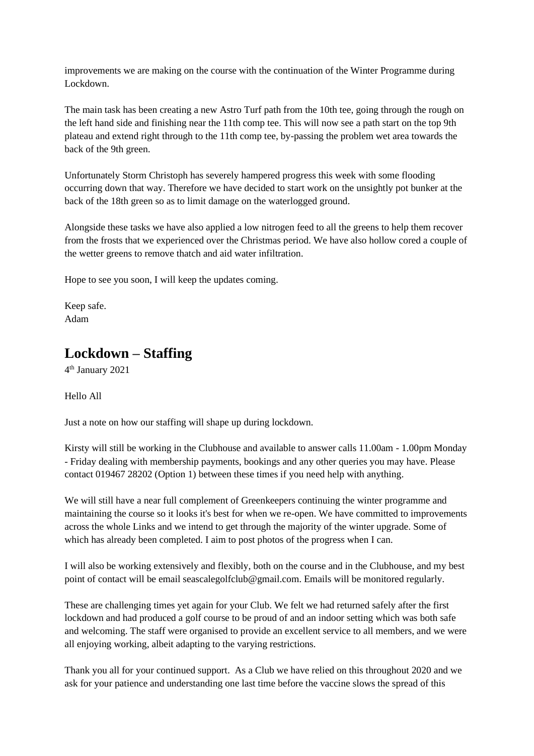improvements we are making on the course with the continuation of the Winter Programme during Lockdown.

The main task has been creating a new Astro Turf path from the 10th tee, going through the rough on the left hand side and finishing near the 11th comp tee. This will now see a path start on the top 9th plateau and extend right through to the 11th comp tee, by-passing the problem wet area towards the back of the 9th green.

Unfortunately Storm Christoph has severely hampered progress this week with some flooding occurring down that way. Therefore we have decided to start work on the unsightly pot bunker at the back of the 18th green so as to limit damage on the waterlogged ground.

Alongside these tasks we have also applied a low nitrogen feed to all the greens to help them recover from the frosts that we experienced over the Christmas period. We have also hollow cored a couple of the wetter greens to remove thatch and aid water infiltration.

Hope to see you soon, I will keep the updates coming.

Keep safe.
Adam

## Lockdown – Staffing

4th January 2021

Hello All

Just a note on how our staffing will shape up during lockdown.

Kirsty will still be working in the Clubhouse and available to answer calls 11.00am - 1.00pm Monday - Friday dealing with membership payments, bookings and any other queries you may have. Please contact 019467 28202 (Option 1) between these times if you need help with anything.

We will still have a near full complement of Greenkeepers continuing the winter programme and maintaining the course so it looks it's best for when we re-open. We have committed to improvements across the whole Links and we intend to get through the majority of the winter upgrade. Some of which has already been completed. I aim to post photos of the progress when I can.

I will also be working extensively and flexibly, both on the course and in the Clubhouse, and my best point of contact will be email seascalegolfclub@gmail.com. Emails will be monitored regularly.

These are challenging times yet again for your Club. We felt we had returned safely after the first lockdown and had produced a golf course to be proud of and an indoor setting which was both safe and welcoming. The staff were organised to provide an excellent service to all members, and we were all enjoying working, albeit adapting to the varying restrictions.

Thank you all for your continued support. As a Club we have relied on this throughout 2020 and we ask for your patience and understanding one last time before the vaccine slows the spread of this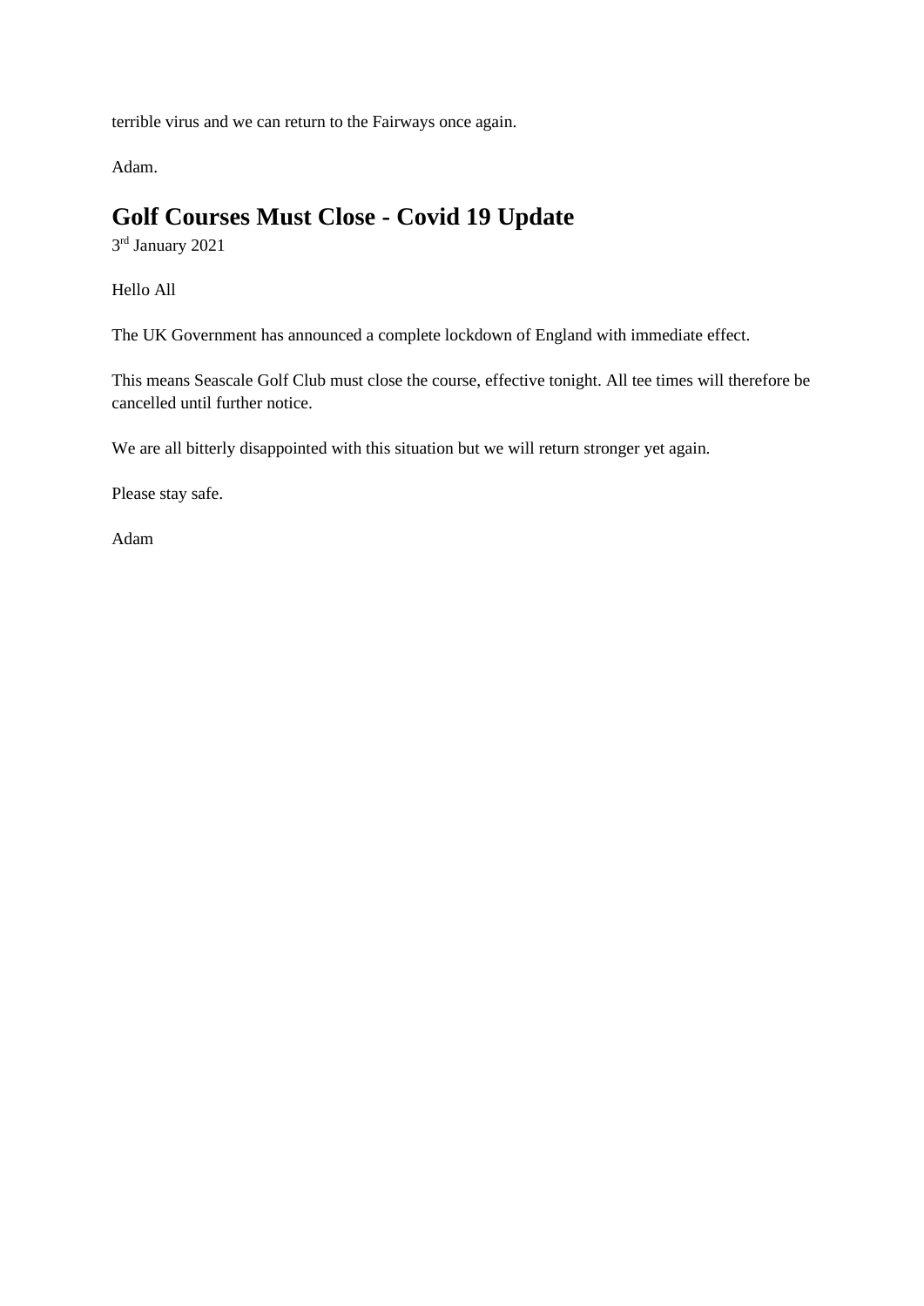terrible virus and we can return to the Fairways once again.

Adam.

## Golf Courses Must Close - Covid 19 Update

3rd January 2021

Hello All

The UK Government has announced a complete lockdown of England with immediate effect.

This means Seascale Golf Club must close the course, effective tonight. All tee times will therefore be cancelled until further notice.

We are all bitterly disappointed with this situation but we will return stronger yet again.

Please stay safe.

Adam